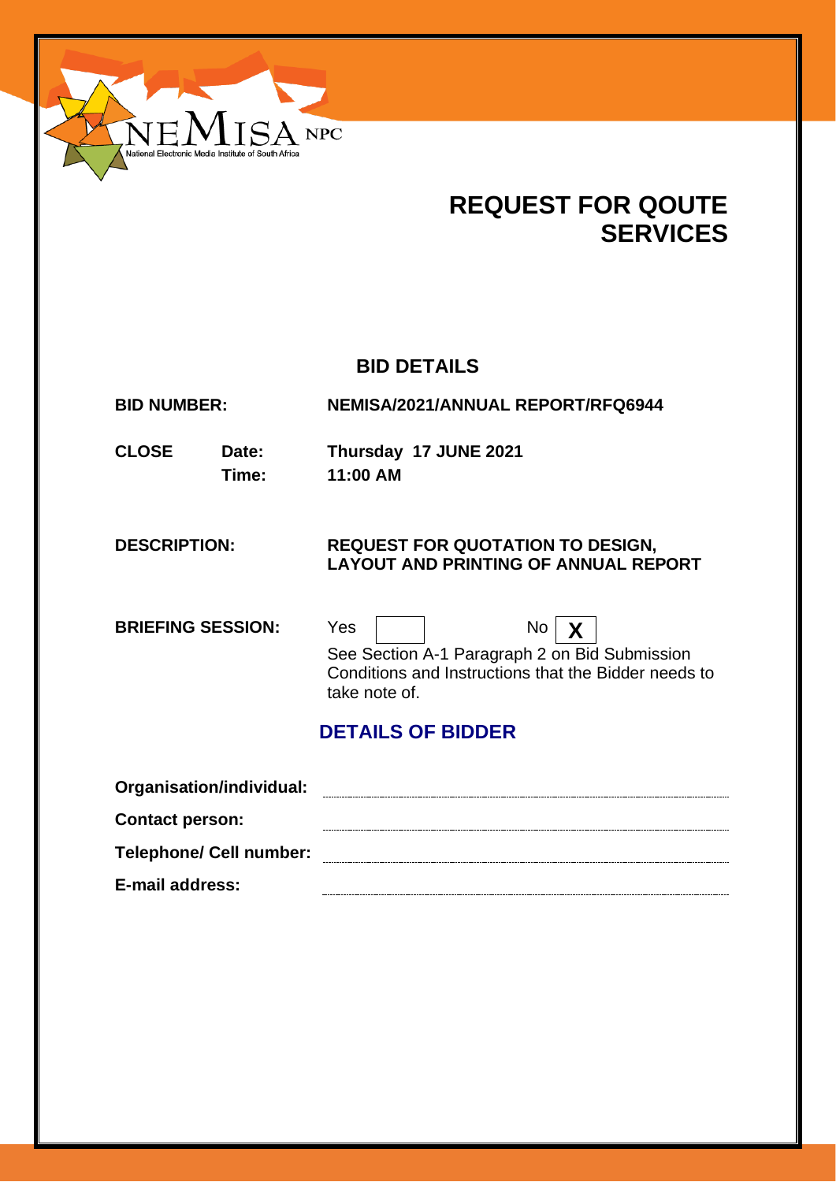NEMISA NPC
National Electronic Media Institute of South Africa

# REQUEST FOR QOUTE SERVICES

## BID DETAILS

**BID NUMBER:** **NEMISA/2021/ANNUAL REPORT/RFQ6944**

**CLOSE** **Date:** **Thursday 17 JUNE 2021**
**Time:** **11:00 AM**

**DESCRIPTION:** **REQUEST FOR QUOTATION TO DESIGN, LAYOUT AND PRINTING OF ANNUAL REPORT**

**BRIEFING SESSION:** Yes [ ] No [X]

See Section A-1 Paragraph 2 on Bid Submission Conditions and Instructions that the Bidder needs to take note of.

## DETAILS OF BIDDER

**Organisation/individual:** ..............................................

**Contact person:** ..............................................

**Telephone/ Cell number:** ..............................................

**E-mail address:** ..............................................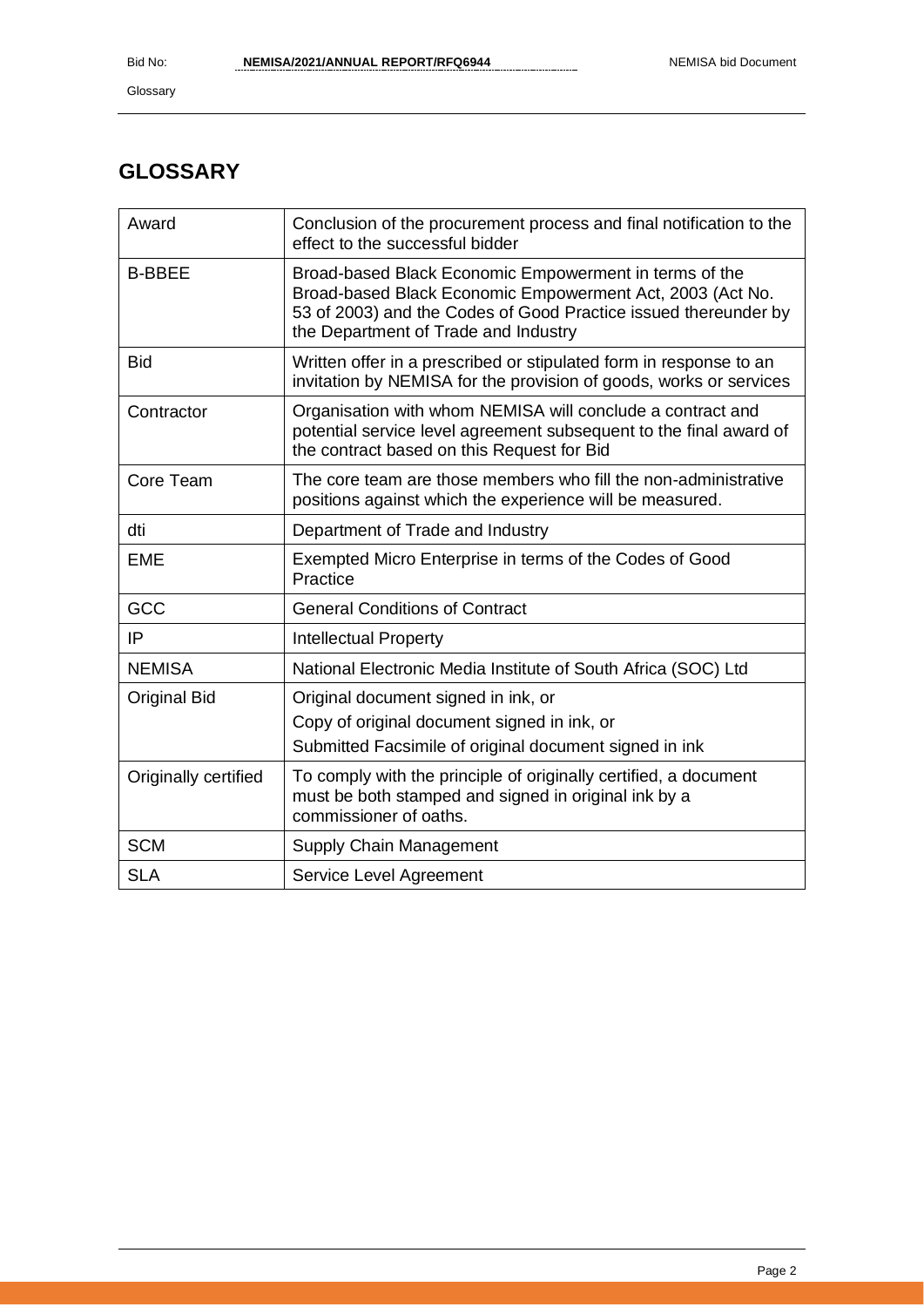## GLOSSARY

| | |
|---|---|
| Award | Conclusion of the procurement process and final notification to the effect to the successful bidder |
| B-BBEE | Broad-based Black Economic Empowerment in terms of the Broad-based Black Economic Empowerment Act, 2003 (Act No. 53 of 2003) and the Codes of Good Practice issued thereunder by the Department of Trade and Industry |
| Bid | Written offer in a prescribed or stipulated form in response to an invitation by NEMISA for the provision of goods, works or services |
| Contractor | Organisation with whom NEMISA will conclude a contract and potential service level agreement subsequent to the final award of the contract based on this Request for Bid |
| Core Team | The core team are those members who fill the non-administrative positions against which the experience will be measured. |
| dti | Department of Trade and Industry |
| EME | Exempted Micro Enterprise in terms of the Codes of Good Practice |
| GCC | General Conditions of Contract |
| IP | Intellectual Property |
| NEMISA | National Electronic Media Institute of South Africa (SOC) Ltd |
| Original Bid | Original document signed in ink, or<br>Copy of original document signed in ink, or<br>Submitted Facsimile of original document signed in ink |
| Originally certified | To comply with the principle of originally certified, a document must be both stamped and signed in original ink by a commissioner of oaths. |
| SCM | Supply Chain Management |
| SLA | Service Level Agreement |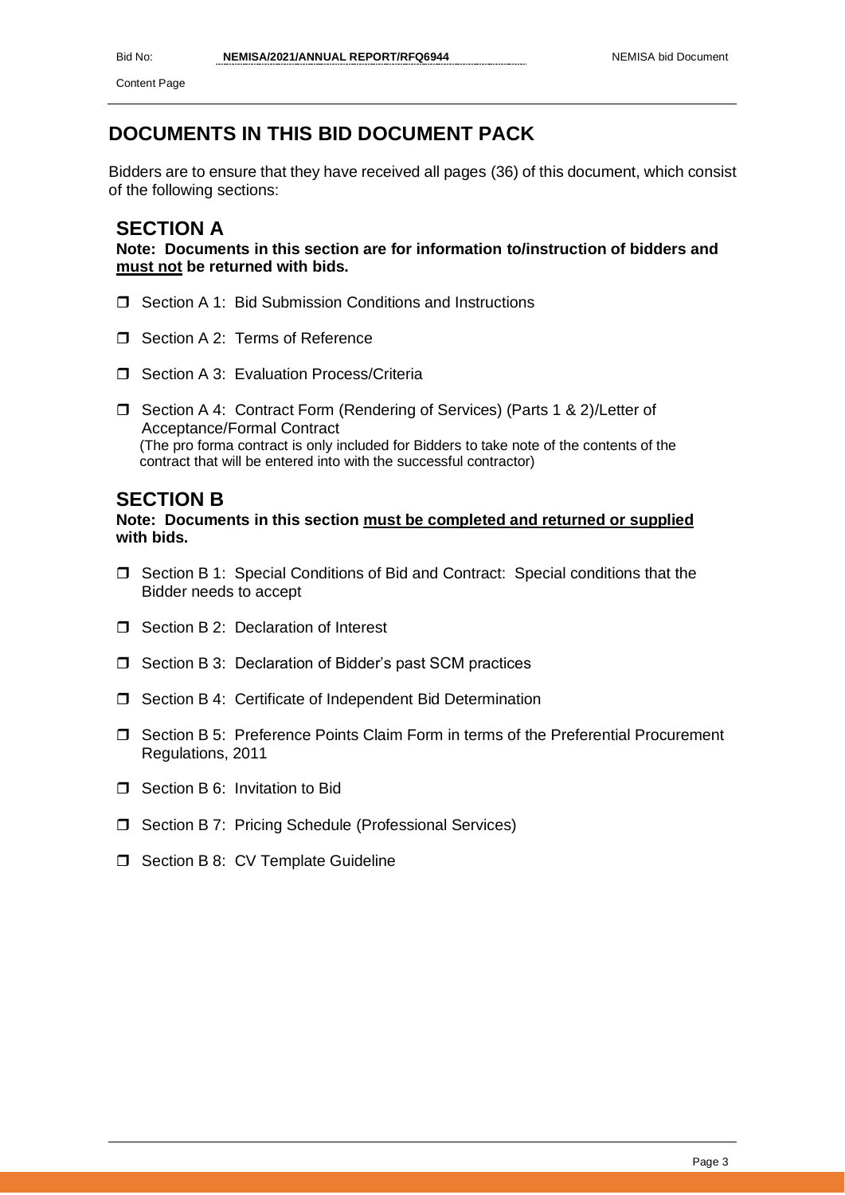# DOCUMENTS IN THIS BID DOCUMENT PACK

Bidders are to ensure that they have received all pages (36) of this document, which consist of the following sections:

## SECTION A

**Note: Documents in this section are for information to/instruction of bidders and <u>must not</u> be returned with bids.**

- ❒ Section A 1: Bid Submission Conditions and Instructions
- ❒ Section A 2: Terms of Reference
- ❒ Section A 3: Evaluation Process/Criteria
- ❒ Section A 4: Contract Form (Rendering of Services) (Parts 1 & 2)/Letter of Acceptance/Formal Contract
  (The pro forma contract is only included for Bidders to take note of the contents of the contract that will be entered into with the successful contractor)

## SECTION B

**Note: Documents in this section <u>must be completed and returned or supplied</u> with bids.**

- ❒ Section B 1: Special Conditions of Bid and Contract: Special conditions that the Bidder needs to accept
- ❒ Section B 2: Declaration of Interest
- ❒ Section B 3: Declaration of Bidder's past SCM practices
- ❒ Section B 4: Certificate of Independent Bid Determination
- ❒ Section B 5: Preference Points Claim Form in terms of the Preferential Procurement Regulations, 2011
- ❒ Section B 6: Invitation to Bid
- ❒ Section B 7: Pricing Schedule (Professional Services)
- ❒ Section B 8: CV Template Guideline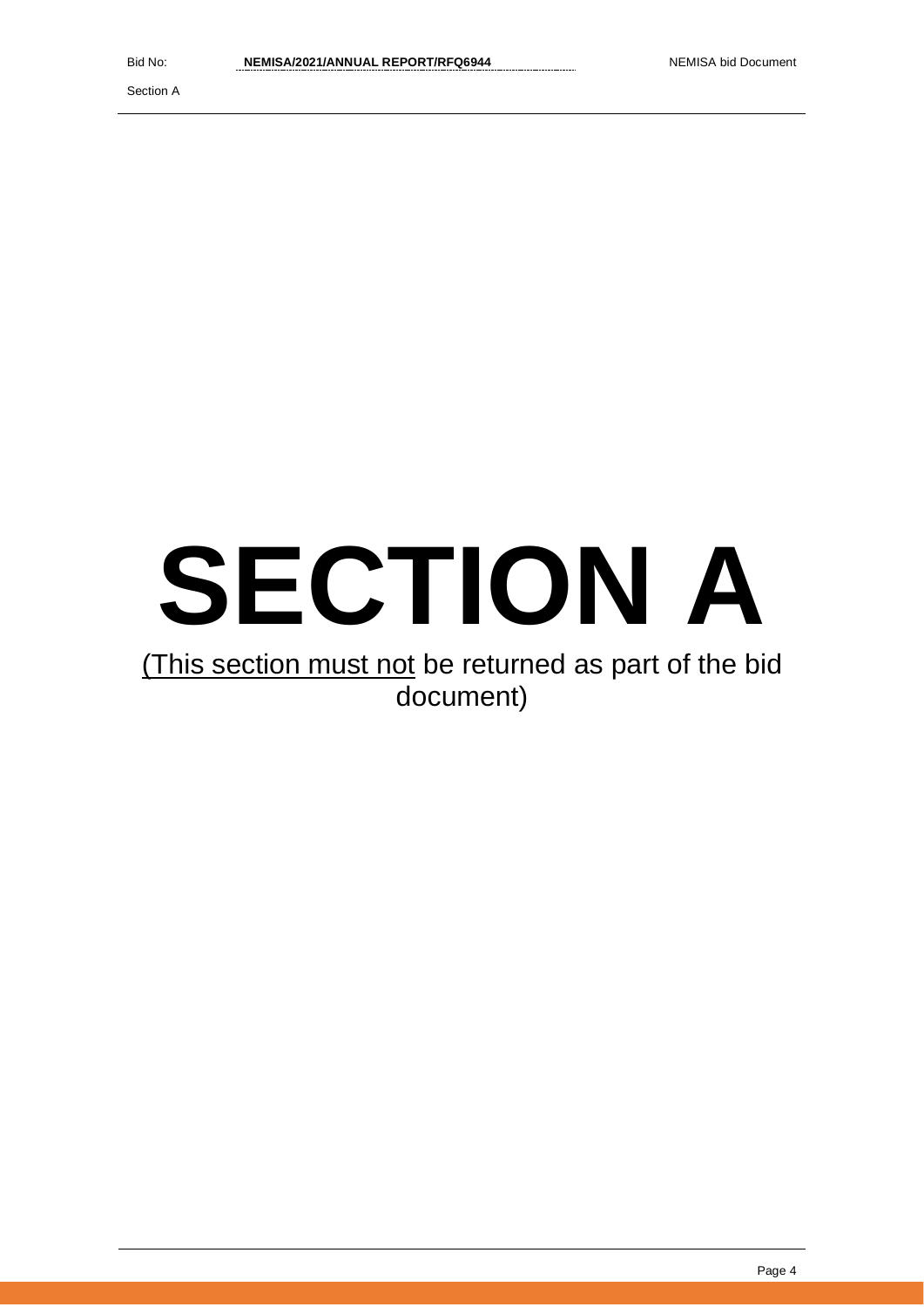# SECTION A

<u>(This section must not</u> be returned as part of the bid document)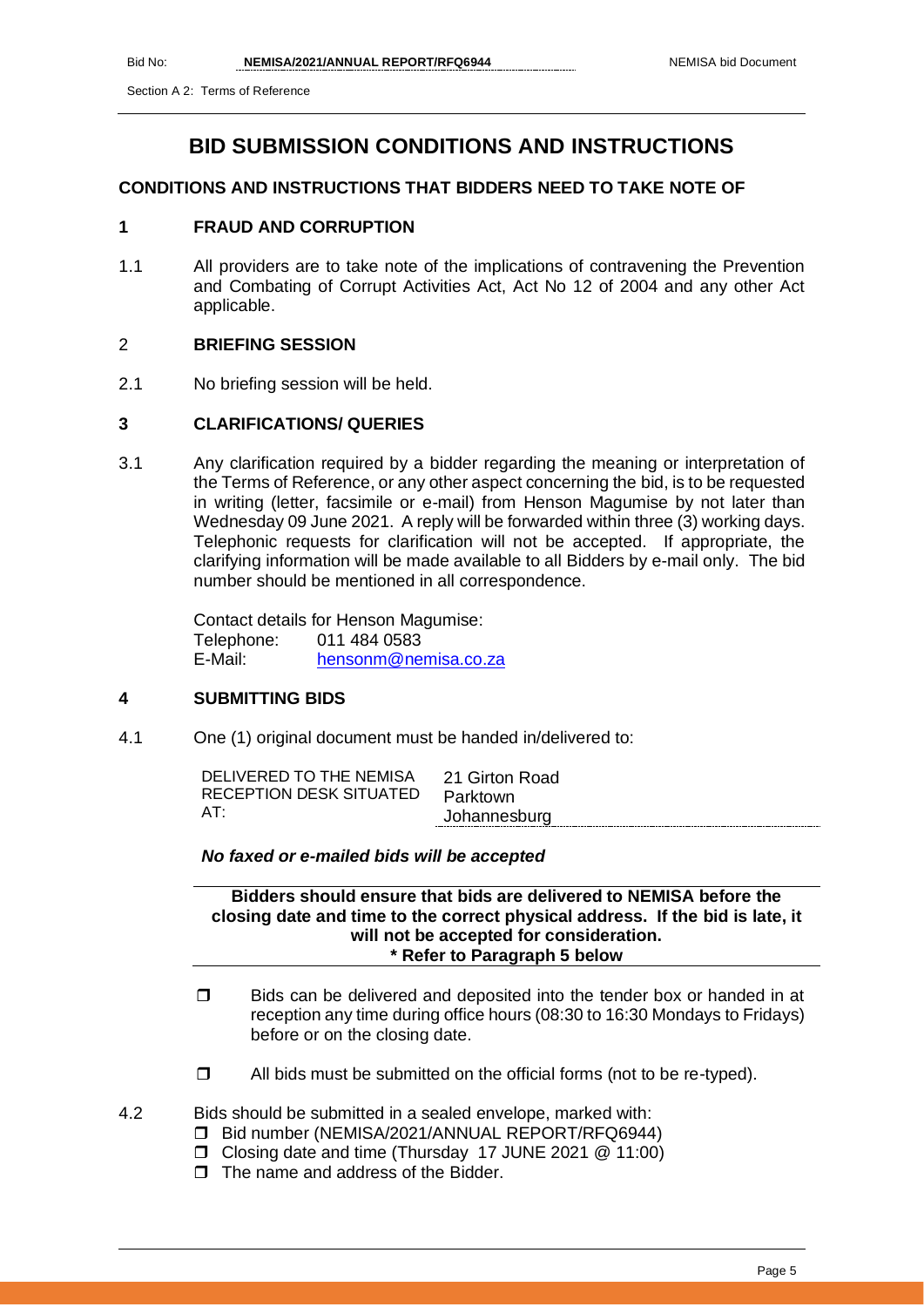# BID SUBMISSION CONDITIONS AND INSTRUCTIONS

## CONDITIONS AND INSTRUCTIONS THAT BIDDERS NEED TO TAKE NOTE OF

### 1 FRAUD AND CORRUPTION

1.1 All providers are to take note of the implications of contravening the Prevention and Combating of Corrupt Activities Act, Act No 12 of 2004 and any other Act applicable.

### 2 BRIEFING SESSION

2.1 No briefing session will be held.

### 3 CLARIFICATIONS/ QUERIES

3.1 Any clarification required by a bidder regarding the meaning or interpretation of the Terms of Reference, or any other aspect concerning the bid, is to be requested in writing (letter, facsimile or e-mail) from Henson Magumise by not later than Wednesday 09 June 2021. A reply will be forwarded within three (3) working days. Telephonic requests for clarification will not be accepted. If appropriate, the clarifying information will be made available to all Bidders by e-mail only. The bid number should be mentioned in all correspondence.

Contact details for Henson Magumise:
Telephone: 011 484 0583
E-Mail: hensonm@nemisa.co.za

### 4 SUBMITTING BIDS

4.1 One (1) original document must be handed in/delivered to:

| DELIVERED TO THE NEMISA RECEPTION DESK SITUATED AT: | 21 Girton Road<br>Parktown<br>Johannesburg |
|---|---|

***No faxed or e-mailed bids will be accepted***

**Bidders should ensure that bids are delivered to NEMISA before the closing date and time to the correct physical address. If the bid is late, it will not be accepted for consideration.**
**\* Refer to Paragraph 5 below**

- Bids can be delivered and deposited into the tender box or handed in at reception any time during office hours (08:30 to 16:30 Mondays to Fridays) before or on the closing date.
- All bids must be submitted on the official forms (not to be re-typed).

4.2 Bids should be submitted in a sealed envelope, marked with:
- Bid number (NEMISA/2021/ANNUAL REPORT/RFQ6944)
- Closing date and time (Thursday 17 JUNE 2021 @ 11:00)
- The name and address of the Bidder.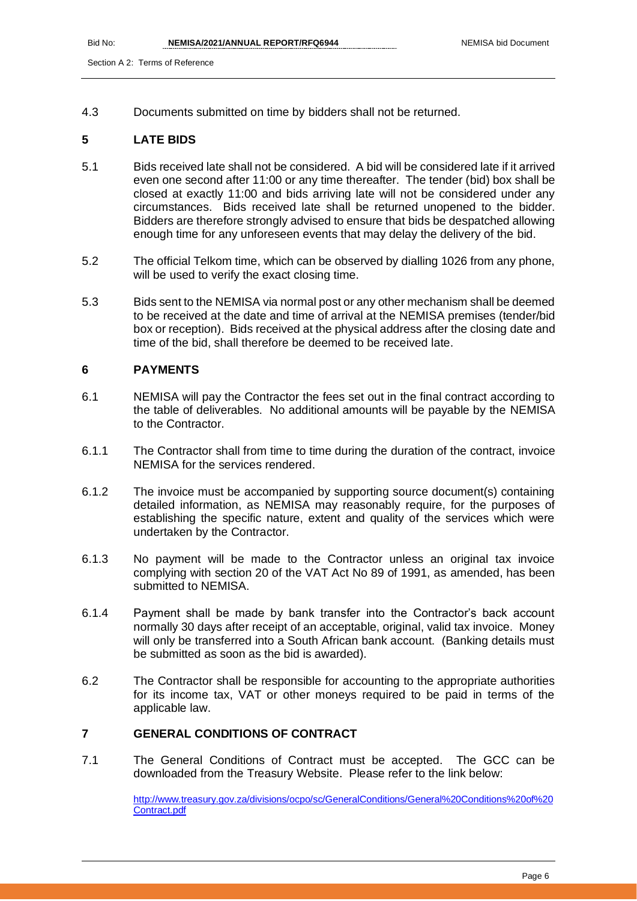4.3 Documents submitted on time by bidders shall not be returned.

## 5 LATE BIDS

5.1 Bids received late shall not be considered. A bid will be considered late if it arrived even one second after 11:00 or any time thereafter. The tender (bid) box shall be closed at exactly 11:00 and bids arriving late will not be considered under any circumstances. Bids received late shall be returned unopened to the bidder. Bidders are therefore strongly advised to ensure that bids be despatched allowing enough time for any unforeseen events that may delay the delivery of the bid.

5.2 The official Telkom time, which can be observed by dialling 1026 from any phone, will be used to verify the exact closing time.

5.3 Bids sent to the NEMISA via normal post or any other mechanism shall be deemed to be received at the date and time of arrival at the NEMISA premises (tender/bid box or reception). Bids received at the physical address after the closing date and time of the bid, shall therefore be deemed to be received late.

## 6 PAYMENTS

6.1 NEMISA will pay the Contractor the fees set out in the final contract according to the table of deliverables. No additional amounts will be payable by the NEMISA to the Contractor.

6.1.1 The Contractor shall from time to time during the duration of the contract, invoice NEMISA for the services rendered.

6.1.2 The invoice must be accompanied by supporting source document(s) containing detailed information, as NEMISA may reasonably require, for the purposes of establishing the specific nature, extent and quality of the services which were undertaken by the Contractor.

6.1.3 No payment will be made to the Contractor unless an original tax invoice complying with section 20 of the VAT Act No 89 of 1991, as amended, has been submitted to NEMISA.

6.1.4 Payment shall be made by bank transfer into the Contractor's back account normally 30 days after receipt of an acceptable, original, valid tax invoice. Money will only be transferred into a South African bank account. (Banking details must be submitted as soon as the bid is awarded).

6.2 The Contractor shall be responsible for accounting to the appropriate authorities for its income tax, VAT or other moneys required to be paid in terms of the applicable law.

## 7 GENERAL CONDITIONS OF CONTRACT

7.1 The General Conditions of Contract must be accepted. The GCC can be downloaded from the Treasury Website. Please refer to the link below:

http://www.treasury.gov.za/divisions/ocpo/sc/GeneralConditions/General%20Conditions%20of%20Contract.pdf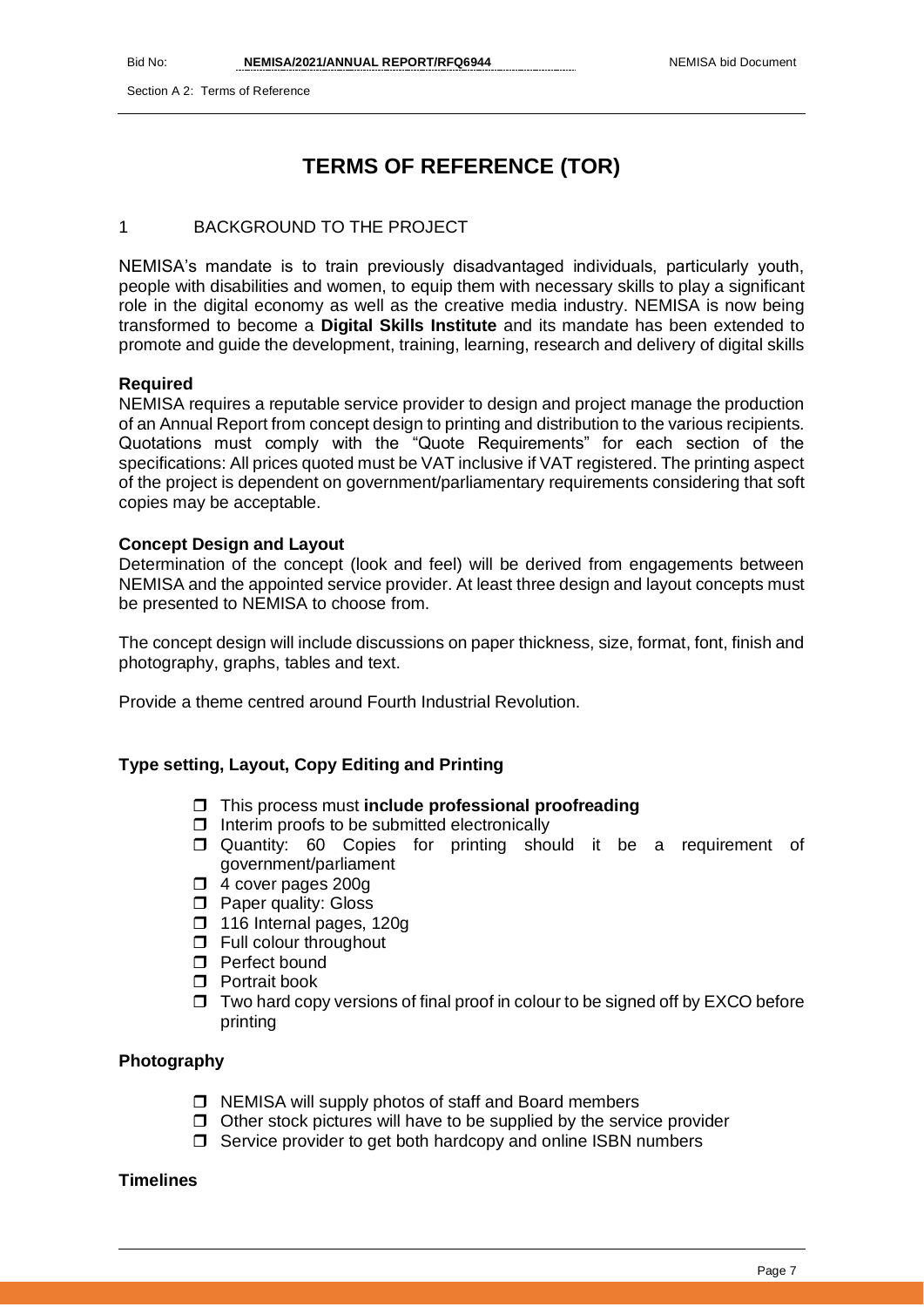# TERMS OF REFERENCE (TOR)

## 1 BACKGROUND TO THE PROJECT

NEMISA's mandate is to train previously disadvantaged individuals, particularly youth, people with disabilities and women, to equip them with necessary skills to play a significant role in the digital economy as well as the creative media industry. NEMISA is now being transformed to become a **Digital Skills Institute** and its mandate has been extended to promote and guide the development, training, learning, research and delivery of digital skills

### Required

NEMISA requires a reputable service provider to design and project manage the production of an Annual Report from concept design to printing and distribution to the various recipients. Quotations must comply with the "Quote Requirements" for each section of the specifications: All prices quoted must be VAT inclusive if VAT registered. The printing aspect of the project is dependent on government/parliamentary requirements considering that soft copies may be acceptable.

### Concept Design and Layout

Determination of the concept (look and feel) will be derived from engagements between NEMISA and the appointed service provider. At least three design and layout concepts must be presented to NEMISA to choose from.

The concept design will include discussions on paper thickness, size, format, font, finish and photography, graphs, tables and text.

Provide a theme centred around Fourth Industrial Revolution.

### Type setting, Layout, Copy Editing and Printing

- This process must **include professional proofreading**
- Interim proofs to be submitted electronically
- Quantity: 60 Copies for printing should it be a requirement of government/parliament
- 4 cover pages 200g
- Paper quality: Gloss
- 116 Internal pages, 120g
- Full colour throughout
- Perfect bound
- Portrait book
- Two hard copy versions of final proof in colour to be signed off by EXCO before printing

### Photography

- NEMISA will supply photos of staff and Board members
- Other stock pictures will have to be supplied by the service provider
- Service provider to get both hardcopy and online ISBN numbers

### Timelines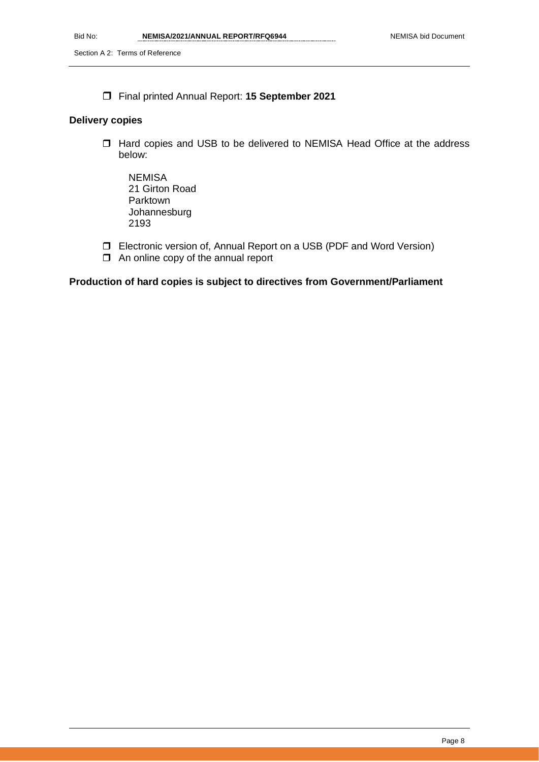- Final printed Annual Report: **15 September 2021**

**Delivery copies**

- Hard copies and USB to be delivered to NEMISA Head Office at the address below:

  NEMISA
  21 Girton Road
  Parktown
  Johannesburg
  2193

- Electronic version of, Annual Report on a USB (PDF and Word Version)
- An online copy of the annual report

**Production of hard copies is subject to directives from Government/Parliament**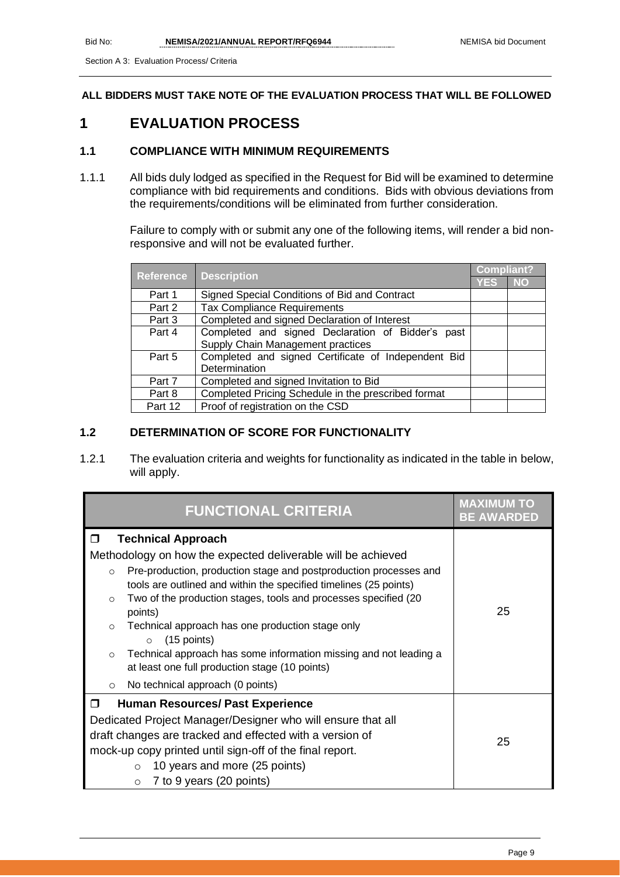**ALL BIDDERS MUST TAKE NOTE OF THE EVALUATION PROCESS THAT WILL BE FOLLOWED**

# 1 EVALUATION PROCESS

## 1.1 COMPLIANCE WITH MINIMUM REQUIREMENTS

1.1.1 All bids duly lodged as specified in the Request for Bid will be examined to determine compliance with bid requirements and conditions. Bids with obvious deviations from the requirements/conditions will be eliminated from further consideration.

Failure to comply with or submit any one of the following items, will render a bid non-responsive and will not be evaluated further.

| Reference | Description | Compliant? | |
|---|---|---|---|
| | | YES | NO |
| Part 1 | Signed Special Conditions of Bid and Contract | | |
| Part 2 | Tax Compliance Requirements | | |
| Part 3 | Completed and signed Declaration of Interest | | |
| Part 4 | Completed and signed Declaration of Bidder's past Supply Chain Management practices | | |
| Part 5 | Completed and signed Certificate of Independent Bid Determination | | |
| Part 7 | Completed and signed Invitation to Bid | | |
| Part 8 | Completed Pricing Schedule in the prescribed format | | |
| Part 12 | Proof of registration on the CSD | | |

## 1.2 DETERMINATION OF SCORE FOR FUNCTIONALITY

1.2.1 The evaluation criteria and weights for functionality as indicated in the table in below, will apply.

| FUNCTIONAL CRITERIA | MAXIMUM TO BE AWARDED |
|---|---|
| ❒ **Technical Approach**<br>Methodology on how the expected deliverable will be achieved<br>○ Pre-production, production stage and postproduction processes and tools are outlined and within the specified timelines (25 points)<br>○ Two of the production stages, tools and processes specified (20 points)<br>○ Technical approach has one production stage only<br>&nbsp;&nbsp;&nbsp;○ (15 points)<br>○ Technical approach has some information missing and not leading a at least one full production stage (10 points)<br>○ No technical approach (0 points) | 25 |
| ❒ **Human Resources/ Past Experience**<br>Dedicated Project Manager/Designer who will ensure that all draft changes are tracked and effected with a version of mock-up copy printed until sign-off of the final report.<br>○ 10 years and more (25 points)<br>○ 7 to 9 years (20 points) | 25 |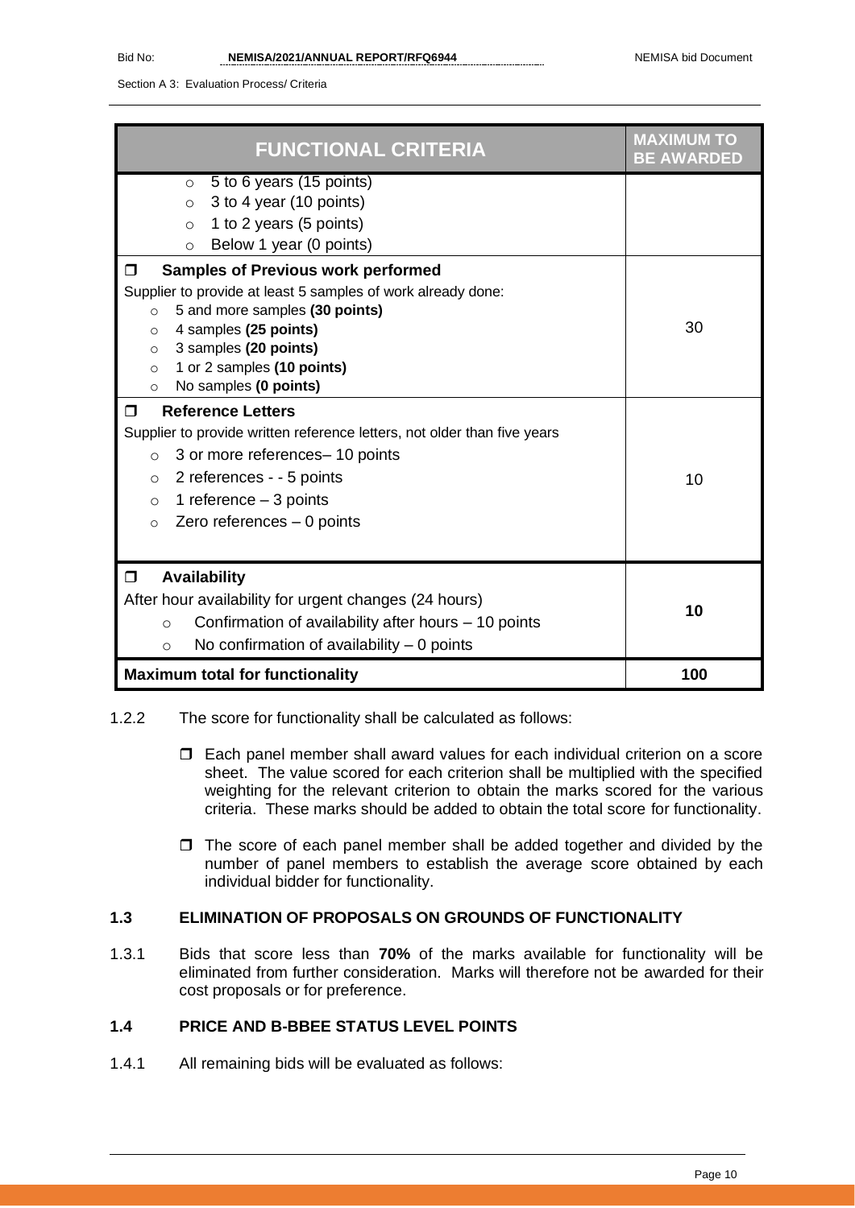| FUNCTIONAL CRITERIA | MAXIMUM TO BE AWARDED |
|---|---|
| ○ 5 to 6 years (15 points)<br>○ 3 to 4 year (10 points)<br>○ 1 to 2 years (5 points)<br>○ Below 1 year (0 points) | |
| ❒ **Samples of Previous work performed**<br>Supplier to provide at least 5 samples of work already done:<br>○ 5 and more samples **(30 points)**<br>○ 4 samples **(25 points)**<br>○ 3 samples **(20 points)**<br>○ 1 or 2 samples **(10 points)**<br>○ No samples **(0 points)** | 30 |
| ❒ **Reference Letters**<br>Supplier to provide written reference letters, not older than five years<br>○ 3 or more references– 10 points<br>○ 2 references - - 5 points<br>○ 1 reference – 3 points<br>○ Zero references – 0 points | 10 |
| ❒ **Availability**<br>After hour availability for urgent changes (24 hours)<br>○ Confirmation of availability after hours – 10 points<br>○ No confirmation of availability – 0 points | **10** |
| **Maximum total for functionality** | **100** |

1.2.2 The score for functionality shall be calculated as follows:

- ❒ Each panel member shall award values for each individual criterion on a score sheet. The value scored for each criterion shall be multiplied with the specified weighting for the relevant criterion to obtain the marks scored for the various criteria. These marks should be added to obtain the total score for functionality.
- ❒ The score of each panel member shall be added together and divided by the number of panel members to establish the average score obtained by each individual bidder for functionality.

### 1.3 ELIMINATION OF PROPOSALS ON GROUNDS OF FUNCTIONALITY

1.3.1 Bids that score less than **70%** of the marks available for functionality will be eliminated from further consideration. Marks will therefore not be awarded for their cost proposals or for preference.

### 1.4 PRICE AND B-BBEE STATUS LEVEL POINTS

1.4.1 All remaining bids will be evaluated as follows: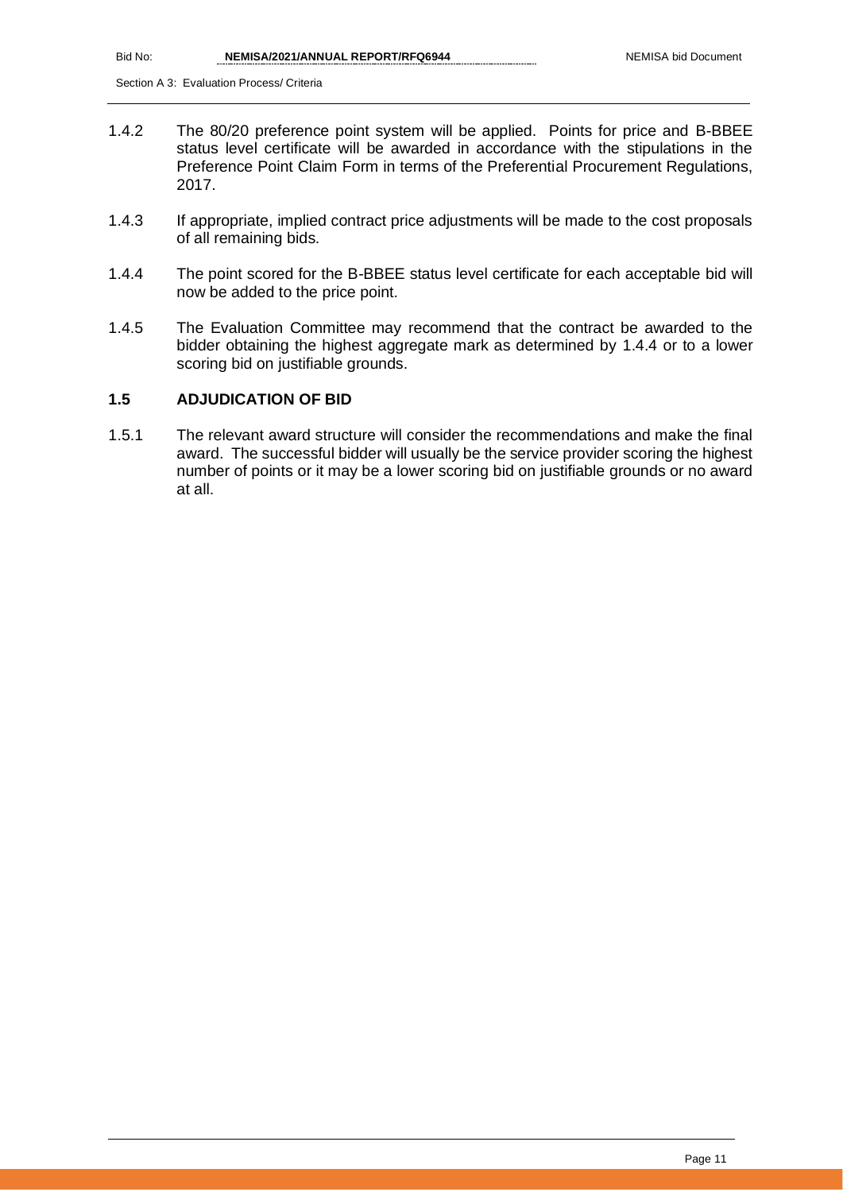1.4.2 The 80/20 preference point system will be applied. Points for price and B-BBEE status level certificate will be awarded in accordance with the stipulations in the Preference Point Claim Form in terms of the Preferential Procurement Regulations, 2017.

1.4.3 If appropriate, implied contract price adjustments will be made to the cost proposals of all remaining bids.

1.4.4 The point scored for the B-BBEE status level certificate for each acceptable bid will now be added to the price point.

1.4.5 The Evaluation Committee may recommend that the contract be awarded to the bidder obtaining the highest aggregate mark as determined by 1.4.4 or to a lower scoring bid on justifiable grounds.

### 1.5 ADJUDICATION OF BID

1.5.1 The relevant award structure will consider the recommendations and make the final award. The successful bidder will usually be the service provider scoring the highest number of points or it may be a lower scoring bid on justifiable grounds or no award at all.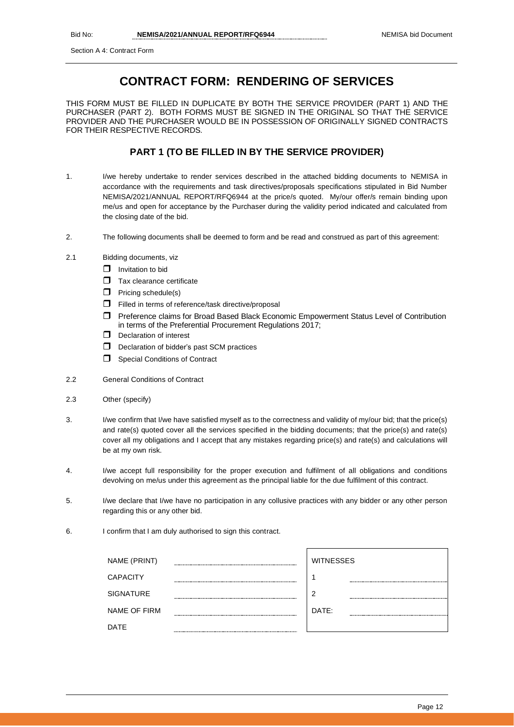Section A 4: Contract Form

# CONTRACT FORM: RENDERING OF SERVICES

THIS FORM MUST BE FILLED IN DUPLICATE BY BOTH THE SERVICE PROVIDER (PART 1) AND THE PURCHASER (PART 2). BOTH FORMS MUST BE SIGNED IN THE ORIGINAL SO THAT THE SERVICE PROVIDER AND THE PURCHASER WOULD BE IN POSSESSION OF ORIGINALLY SIGNED CONTRACTS FOR THEIR RESPECTIVE RECORDS.

## PART 1 (TO BE FILLED IN BY THE SERVICE PROVIDER)

1. I/we hereby undertake to render services described in the attached bidding documents to NEMISA in accordance with the requirements and task directives/proposals specifications stipulated in Bid Number NEMISA/2021/ANNUAL REPORT/RFQ6944 at the price/s quoted. My/our offer/s remain binding upon me/us and open for acceptance by the Purchaser during the validity period indicated and calculated from the closing date of the bid.

2. The following documents shall be deemed to form and be read and construed as part of this agreement:

2.1 Bidding documents, viz

- ☐ Invitation to bid
- ☐ Tax clearance certificate
- ☐ Pricing schedule(s)
- ☐ Filled in terms of reference/task directive/proposal
- ☐ Preference claims for Broad Based Black Economic Empowerment Status Level of Contribution in terms of the Preferential Procurement Regulations 2017;
- ☐ Declaration of interest
- ☐ Declaration of bidder's past SCM practices
- ☐ Special Conditions of Contract

2.2 General Conditions of Contract

2.3 Other (specify)

3. I/we confirm that I/we have satisfied myself as to the correctness and validity of my/our bid; that the price(s) and rate(s) quoted cover all the services specified in the bidding documents; that the price(s) and rate(s) cover all my obligations and I accept that any mistakes regarding price(s) and rate(s) and calculations will be at my own risk.

4. I/we accept full responsibility for the proper execution and fulfilment of all obligations and conditions devolving on me/us under this agreement as the principal liable for the due fulfilment of this contract.

5. I/we declare that I/we have no participation in any collusive practices with any bidder or any other person regarding this or any other bid.

6. I confirm that I am duly authorised to sign this contract.

| | | | |
|---|---|---|---|
| NAME (PRINT) | ............................................ | WITNESSES | |
| CAPACITY | ............................................ | 1 | ............................................ |
| SIGNATURE | ............................................ | 2 | ............................................ |
| NAME OF FIRM | ............................................ | DATE: | ............................................ |
| DATE | ............................................ | | |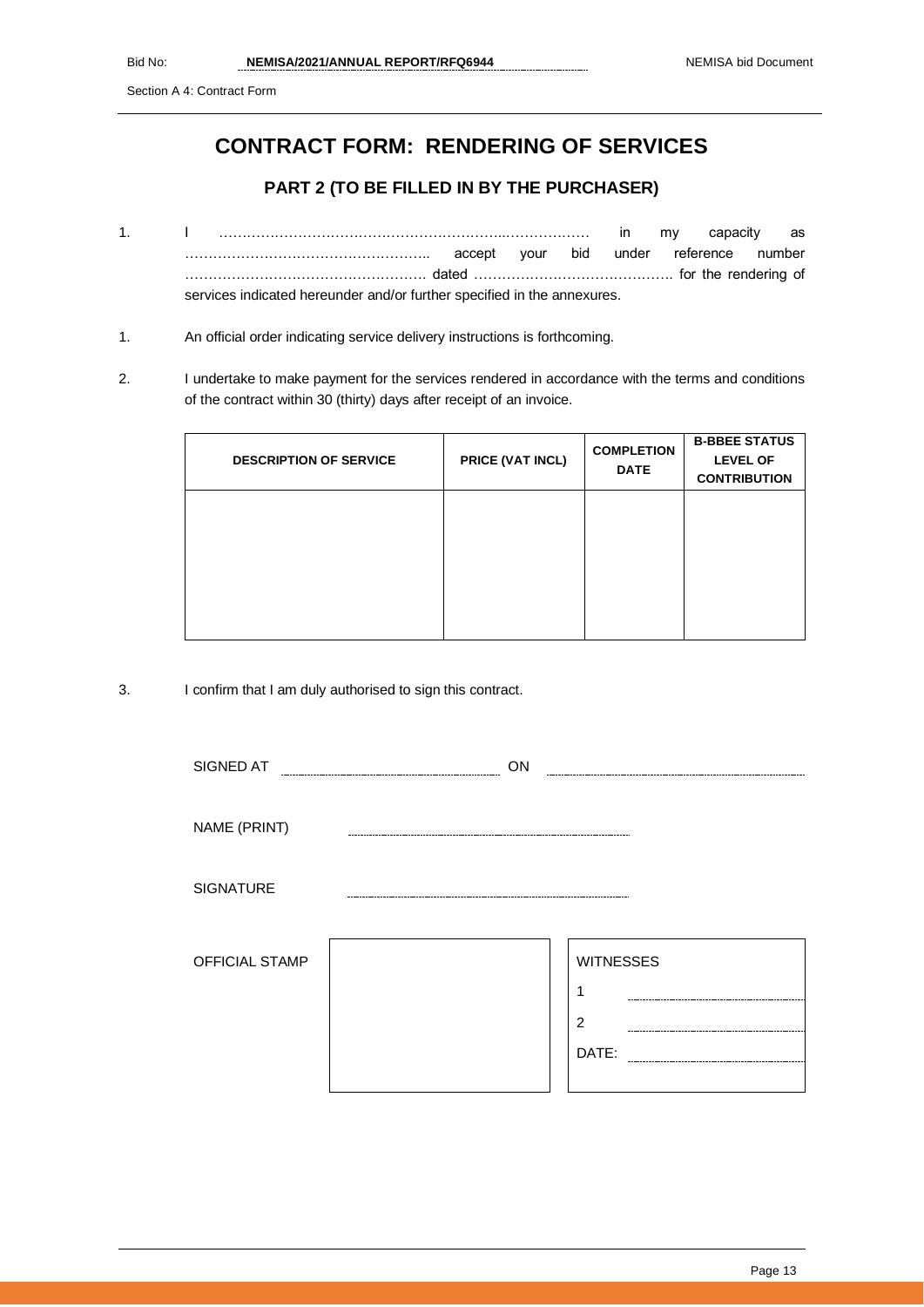# CONTRACT FORM: RENDERING OF SERVICES

## PART 2 (TO BE FILLED IN BY THE PURCHASER)

1. I ……………………………………………………...……………… in my capacity as …………………………………………….. accept your bid under reference number ……………………………………………. dated ……………………………………. for the rendering of services indicated hereunder and/or further specified in the annexures.

1. An official order indicating service delivery instructions is forthcoming.

2. I undertake to make payment for the services rendered in accordance with the terms and conditions of the contract within 30 (thirty) days after receipt of an invoice.

| DESCRIPTION OF SERVICE | PRICE (VAT INCL) | COMPLETION DATE | B-BBEE STATUS LEVEL OF CONTRIBUTION |
|---|---|---|---|
| | | | |

3. I confirm that I am duly authorised to sign this contract.

SIGNED AT ………………………………… ON …………………………………

NAME (PRINT) …………………………………

SIGNATURE …………………………………

OFFICIAL STAMP

WITNESSES

1 …………………………………

2 …………………………………

DATE: …………………………………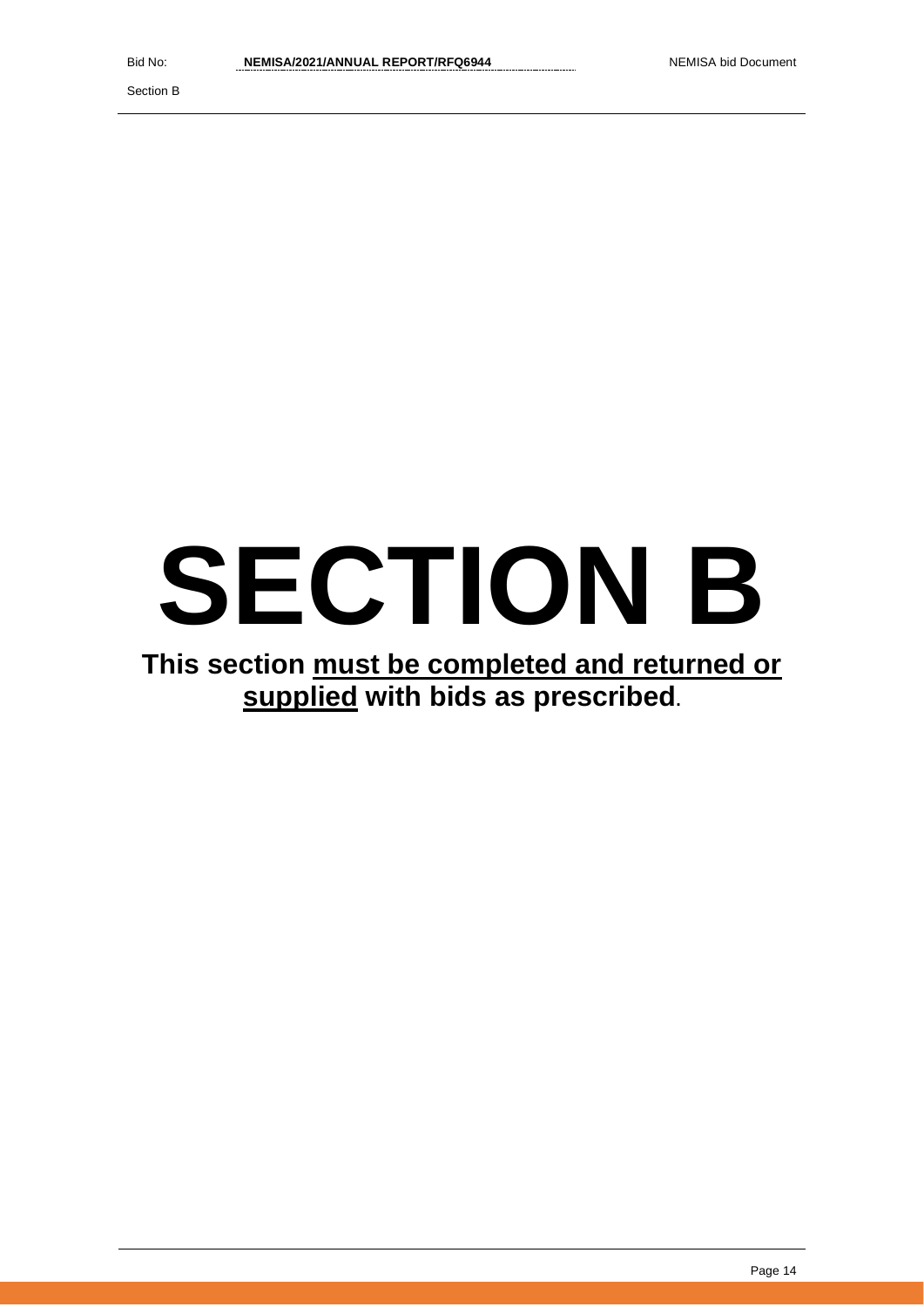# SECTION B

**This section <u>must be completed and returned or supplied</u> with bids as prescribed.**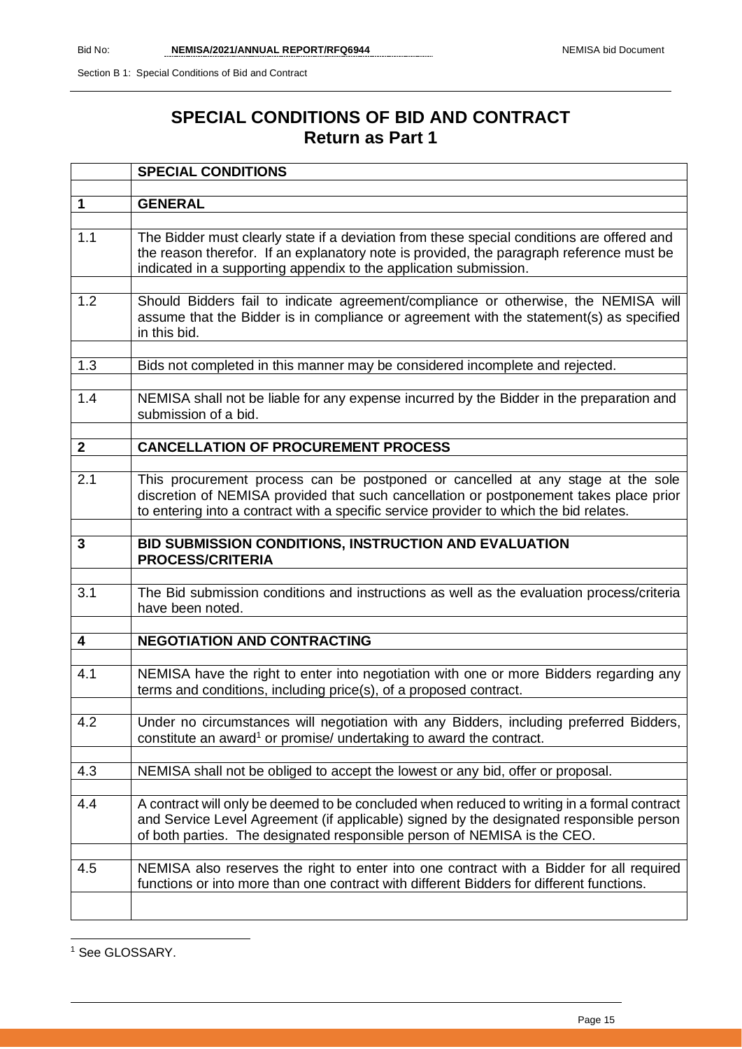# SPECIAL CONDITIONS OF BID AND CONTRACT
## Return as Part 1

| | **SPECIAL CONDITIONS** |
|---|---|
| **1** | **GENERAL** |
| 1.1 | The Bidder must clearly state if a deviation from these special conditions are offered and the reason therefor. If an explanatory note is provided, the paragraph reference must be indicated in a supporting appendix to the application submission. |
| 1.2 | Should Bidders fail to indicate agreement/compliance or otherwise, the NEMISA will assume that the Bidder is in compliance or agreement with the statement(s) as specified in this bid. |
| 1.3 | Bids not completed in this manner may be considered incomplete and rejected. |
| 1.4 | NEMISA shall not be liable for any expense incurred by the Bidder in the preparation and submission of a bid. |
| **2** | **CANCELLATION OF PROCUREMENT PROCESS** |
| 2.1 | This procurement process can be postponed or cancelled at any stage at the sole discretion of NEMISA provided that such cancellation or postponement takes place prior to entering into a contract with a specific service provider to which the bid relates. |
| **3** | **BID SUBMISSION CONDITIONS, INSTRUCTION AND EVALUATION PROCESS/CRITERIA** |
| 3.1 | The Bid submission conditions and instructions as well as the evaluation process/criteria have been noted. |
| **4** | **NEGOTIATION AND CONTRACTING** |
| 4.1 | NEMISA have the right to enter into negotiation with one or more Bidders regarding any terms and conditions, including price(s), of a proposed contract. |
| 4.2 | Under no circumstances will negotiation with any Bidders, including preferred Bidders, constitute an award[1] or promise/ undertaking to award the contract. |
| 4.3 | NEMISA shall not be obliged to accept the lowest or any bid, offer or proposal. |
| 4.4 | A contract will only be deemed to be concluded when reduced to writing in a formal contract and Service Level Agreement (if applicable) signed by the designated responsible person of both parties. The designated responsible person of NEMISA is the CEO. |
| 4.5 | NEMISA also reserves the right to enter into one contract with a Bidder for all required functions or into more than one contract with different Bidders for different functions. |

[1] See GLOSSARY.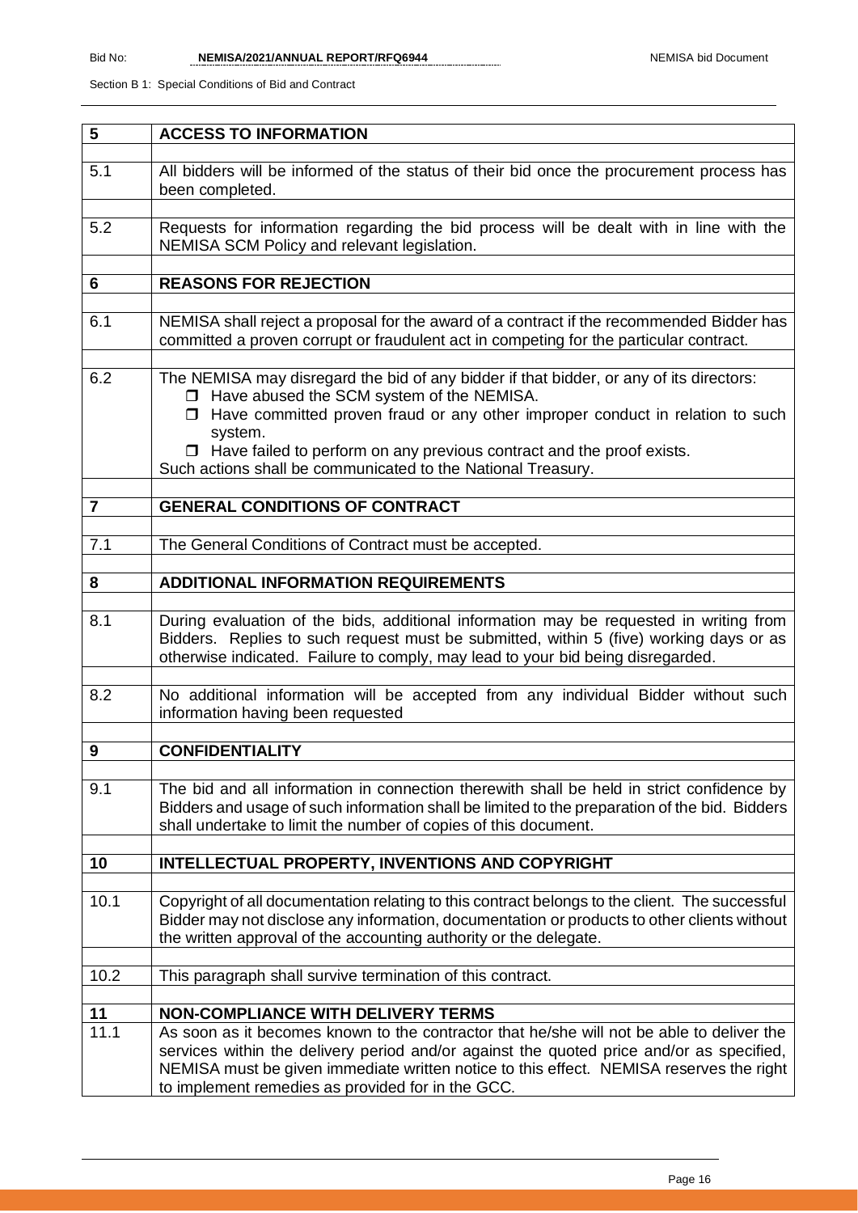| 5 | **ACCESS TO INFORMATION** |
|---|---|
| 5.1 | All bidders will be informed of the status of their bid once the procurement process has been completed. |
| 5.2 | Requests for information regarding the bid process will be dealt with in line with the NEMISA SCM Policy and relevant legislation. |
| **6** | **REASONS FOR REJECTION** |
| 6.1 | NEMISA shall reject a proposal for the award of a contract if the recommended Bidder has committed a proven corrupt or fraudulent act in competing for the particular contract. |
| 6.2 | The NEMISA may disregard the bid of any bidder if that bidder, or any of its directors:<br>❒ Have abused the SCM system of the NEMISA.<br>❒ Have committed proven fraud or any other improper conduct in relation to such system.<br>❒ Have failed to perform on any previous contract and the proof exists.<br>Such actions shall be communicated to the National Treasury. |
| **7** | **GENERAL CONDITIONS OF CONTRACT** |
| 7.1 | The General Conditions of Contract must be accepted. |
| **8** | **ADDITIONAL INFORMATION REQUIREMENTS** |
| 8.1 | During evaluation of the bids, additional information may be requested in writing from Bidders. Replies to such request must be submitted, within 5 (five) working days or as otherwise indicated. Failure to comply, may lead to your bid being disregarded. |
| 8.2 | No additional information will be accepted from any individual Bidder without such information having been requested |
| **9** | **CONFIDENTIALITY** |
| 9.1 | The bid and all information in connection therewith shall be held in strict confidence by Bidders and usage of such information shall be limited to the preparation of the bid. Bidders shall undertake to limit the number of copies of this document. |
| **10** | **INTELLECTUAL PROPERTY, INVENTIONS AND COPYRIGHT** |
| 10.1 | Copyright of all documentation relating to this contract belongs to the client. The successful Bidder may not disclose any information, documentation or products to other clients without the written approval of the accounting authority or the delegate. |
| 10.2 | This paragraph shall survive termination of this contract. |
| **11** | **NON-COMPLIANCE WITH DELIVERY TERMS** |
| 11.1 | As soon as it becomes known to the contractor that he/she will not be able to deliver the services within the delivery period and/or against the quoted price and/or as specified, NEMISA must be given immediate written notice to this effect. NEMISA reserves the right to implement remedies as provided for in the GCC. |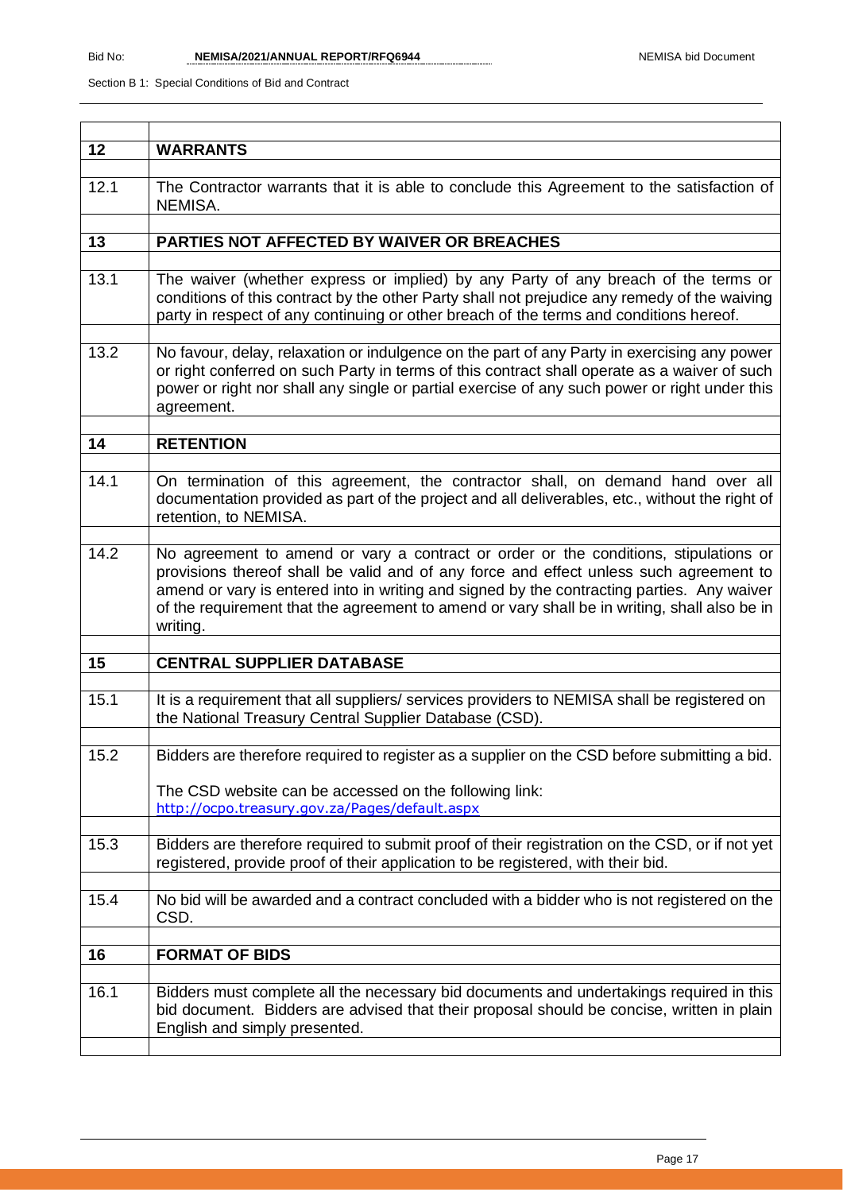| | |
|---|---|
| **12** | **WARRANTS** |
| 12.1 | The Contractor warrants that it is able to conclude this Agreement to the satisfaction of NEMISA. |
| **13** | **PARTIES NOT AFFECTED BY WAIVER OR BREACHES** |
| 13.1 | The waiver (whether express or implied) by any Party of any breach of the terms or conditions of this contract by the other Party shall not prejudice any remedy of the waiving party in respect of any continuing or other breach of the terms and conditions hereof. |
| 13.2 | No favour, delay, relaxation or indulgence on the part of any Party in exercising any power or right conferred on such Party in terms of this contract shall operate as a waiver of such power or right nor shall any single or partial exercise of any such power or right under this agreement. |
| **14** | **RETENTION** |
| 14.1 | On termination of this agreement, the contractor shall, on demand hand over all documentation provided as part of the project and all deliverables, etc., without the right of retention, to NEMISA. |
| 14.2 | No agreement to amend or vary a contract or order or the conditions, stipulations or provisions thereof shall be valid and of any force and effect unless such agreement to amend or vary is entered into in writing and signed by the contracting parties. Any waiver of the requirement that the agreement to amend or vary shall be in writing, shall also be in writing. |
| **15** | **CENTRAL SUPPLIER DATABASE** |
| 15.1 | It is a requirement that all suppliers/ services providers to NEMISA shall be registered on the National Treasury Central Supplier Database (CSD). |
| 15.2 | Bidders are therefore required to register as a supplier on the CSD before submitting a bid.<br><br>The CSD website can be accessed on the following link:<br>http://ocpo.treasury.gov.za/Pages/default.aspx |
| 15.3 | Bidders are therefore required to submit proof of their registration on the CSD, or if not yet registered, provide proof of their application to be registered, with their bid. |
| 15.4 | No bid will be awarded and a contract concluded with a bidder who is not registered on the CSD. |
| **16** | **FORMAT OF BIDS** |
| 16.1 | Bidders must complete all the necessary bid documents and undertakings required in this bid document. Bidders are advised that their proposal should be concise, written in plain English and simply presented. |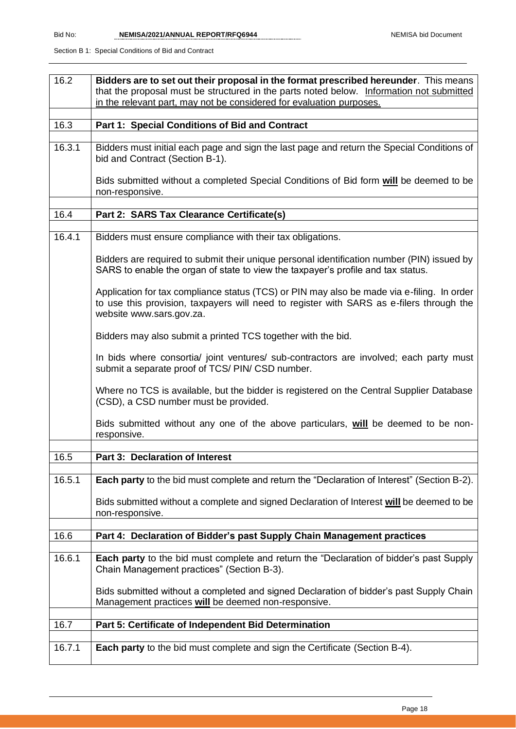| | |
|---|---|
| 16.2 | **Bidders are to set out their proposal in the format prescribed hereunder**. This means that the proposal must be structured in the parts noted below. Information not submitted in the relevant part, may not be considered for evaluation purposes. |
| | |
| 16.3 | **Part 1: Special Conditions of Bid and Contract** |
| | |
| 16.3.1 | Bidders must initial each page and sign the last page and return the Special Conditions of bid and Contract (Section B-1).<br><br>Bids submitted without a completed Special Conditions of Bid form **will** be deemed to be non-responsive. |
| | |
| 16.4 | **Part 2: SARS Tax Clearance Certificate(s)** |
| | |
| 16.4.1 | Bidders must ensure compliance with their tax obligations.<br><br>Bidders are required to submit their unique personal identification number (PIN) issued by SARS to enable the organ of state to view the taxpayer's profile and tax status.<br><br>Application for tax compliance status (TCS) or PIN may also be made via e-filing. In order to use this provision, taxpayers will need to register with SARS as e-filers through the website www.sars.gov.za.<br><br>Bidders may also submit a printed TCS together with the bid.<br><br>In bids where consortia/ joint ventures/ sub-contractors are involved; each party must submit a separate proof of TCS/ PIN/ CSD number.<br><br>Where no TCS is available, but the bidder is registered on the Central Supplier Database (CSD), a CSD number must be provided.<br><br>Bids submitted without any one of the above particulars, **will** be deemed to be non-responsive. |
| | |
| 16.5 | **Part 3: Declaration of Interest** |
| | |
| 16.5.1 | **Each party** to the bid must complete and return the "Declaration of Interest" (Section B-2).<br><br>Bids submitted without a complete and signed Declaration of Interest **will** be deemed to be non-responsive. |
| | |
| 16.6 | **Part 4: Declaration of Bidder's past Supply Chain Management practices** |
| | |
| 16.6.1 | **Each party** to the bid must complete and return the "Declaration of bidder's past Supply Chain Management practices" (Section B-3).<br><br>Bids submitted without a completed and signed Declaration of bidder's past Supply Chain Management practices **will** be deemed non-responsive. |
| | |
| 16.7 | **Part 5: Certificate of Independent Bid Determination** |
| | |
| 16.7.1 | **Each party** to the bid must complete and sign the Certificate (Section B-4). |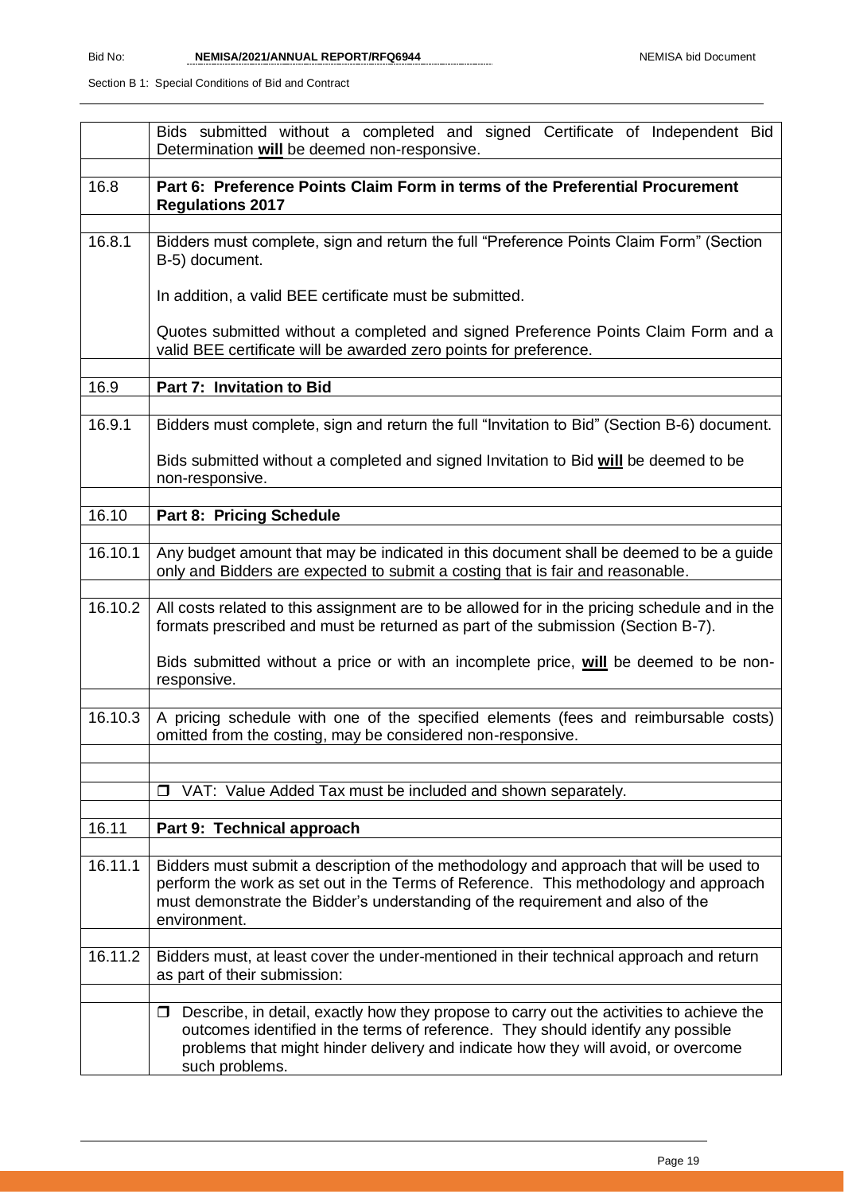| | |
|---|---|
| | Bids submitted without a completed and signed Certificate of Independent Bid Determination **will** be deemed non-responsive. |
| | |
| 16.8 | **Part 6: Preference Points Claim Form in terms of the Preferential Procurement Regulations 2017** |
| | |
| 16.8.1 | Bidders must complete, sign and return the full "Preference Points Claim Form" (Section B-5) document.<br><br>In addition, a valid BEE certificate must be submitted.<br><br>Quotes submitted without a completed and signed Preference Points Claim Form and a valid BEE certificate will be awarded zero points for preference. |
| | |
| 16.9 | **Part 7: Invitation to Bid** |
| | |
| 16.9.1 | Bidders must complete, sign and return the full "Invitation to Bid" (Section B-6) document.<br><br>Bids submitted without a completed and signed Invitation to Bid **will** be deemed to be non-responsive. |
| | |
| 16.10 | **Part 8: Pricing Schedule** |
| | |
| 16.10.1 | Any budget amount that may be indicated in this document shall be deemed to be a guide only and Bidders are expected to submit a costing that is fair and reasonable. |
| | |
| 16.10.2 | All costs related to this assignment are to be allowed for in the pricing schedule and in the formats prescribed and must be returned as part of the submission (Section B-7).<br><br>Bids submitted without a price or with an incomplete price, **will** be deemed to be non-responsive. |
| | |
| 16.10.3 | A pricing schedule with one of the specified elements (fees and reimbursable costs) omitted from the costing, may be considered non-responsive. |
| | |
| | |
| | ❒ VAT: Value Added Tax must be included and shown separately. |
| | |
| 16.11 | **Part 9: Technical approach** |
| | |
| 16.11.1 | Bidders must submit a description of the methodology and approach that will be used to perform the work as set out in the Terms of Reference. This methodology and approach must demonstrate the Bidder's understanding of the requirement and also of the environment. |
| | |
| 16.11.2 | Bidders must, at least cover the under-mentioned in their technical approach and return as part of their submission: |
| | |
| | ❒ Describe, in detail, exactly how they propose to carry out the activities to achieve the outcomes identified in the terms of reference. They should identify any possible problems that might hinder delivery and indicate how they will avoid, or overcome such problems. |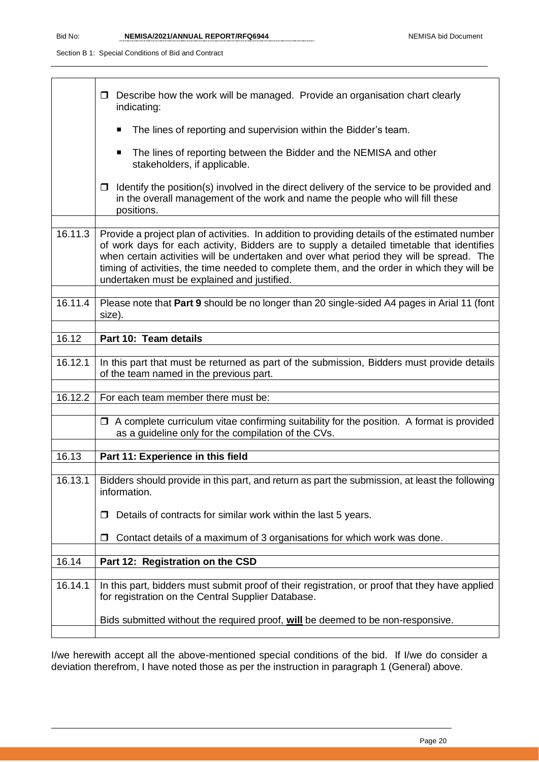| | |
|---|---|
| | ❒ Describe how the work will be managed. Provide an organisation chart clearly indicating:<br><br>■ The lines of reporting and supervision within the Bidder's team.<br><br>■ The lines of reporting between the Bidder and the NEMISA and other stakeholders, if applicable.<br><br>❒ Identify the position(s) involved in the direct delivery of the service to be provided and in the overall management of the work and name the people who will fill these positions. |
| 16.11.3 | Provide a project plan of activities. In addition to providing details of the estimated number of work days for each activity, Bidders are to supply a detailed timetable that identifies when certain activities will be undertaken and over what period they will be spread. The timing of activities, the time needed to complete them, and the order in which they will be undertaken must be explained and justified. |
| 16.11.4 | Please note that **Part 9** should be no longer than 20 single-sided A4 pages in Arial 11 (font size). |
| 16.12 | **Part 10: Team details** |
| 16.12.1 | In this part that must be returned as part of the submission, Bidders must provide details of the team named in the previous part. |
| 16.12.2 | For each team member there must be: |
| | ❒ A complete curriculum vitae confirming suitability for the position. A format is provided as a guideline only for the compilation of the CVs. |
| 16.13 | **Part 11: Experience in this field** |
| 16.13.1 | Bidders should provide in this part, and return as part the submission, at least the following information.<br><br>❒ Details of contracts for similar work within the last 5 years.<br><br>❒ Contact details of a maximum of 3 organisations for which work was done. |
| 16.14 | **Part 12: Registration on the CSD** |
| 16.14.1 | In this part, bidders must submit proof of their registration, or proof that they have applied for registration on the Central Supplier Database.<br><br>Bids submitted without the required proof, **will** be deemed to be non-responsive. |

I/we herewith accept all the above-mentioned special conditions of the bid. If I/we do consider a deviation therefrom, I have noted those as per the instruction in paragraph 1 (General) above.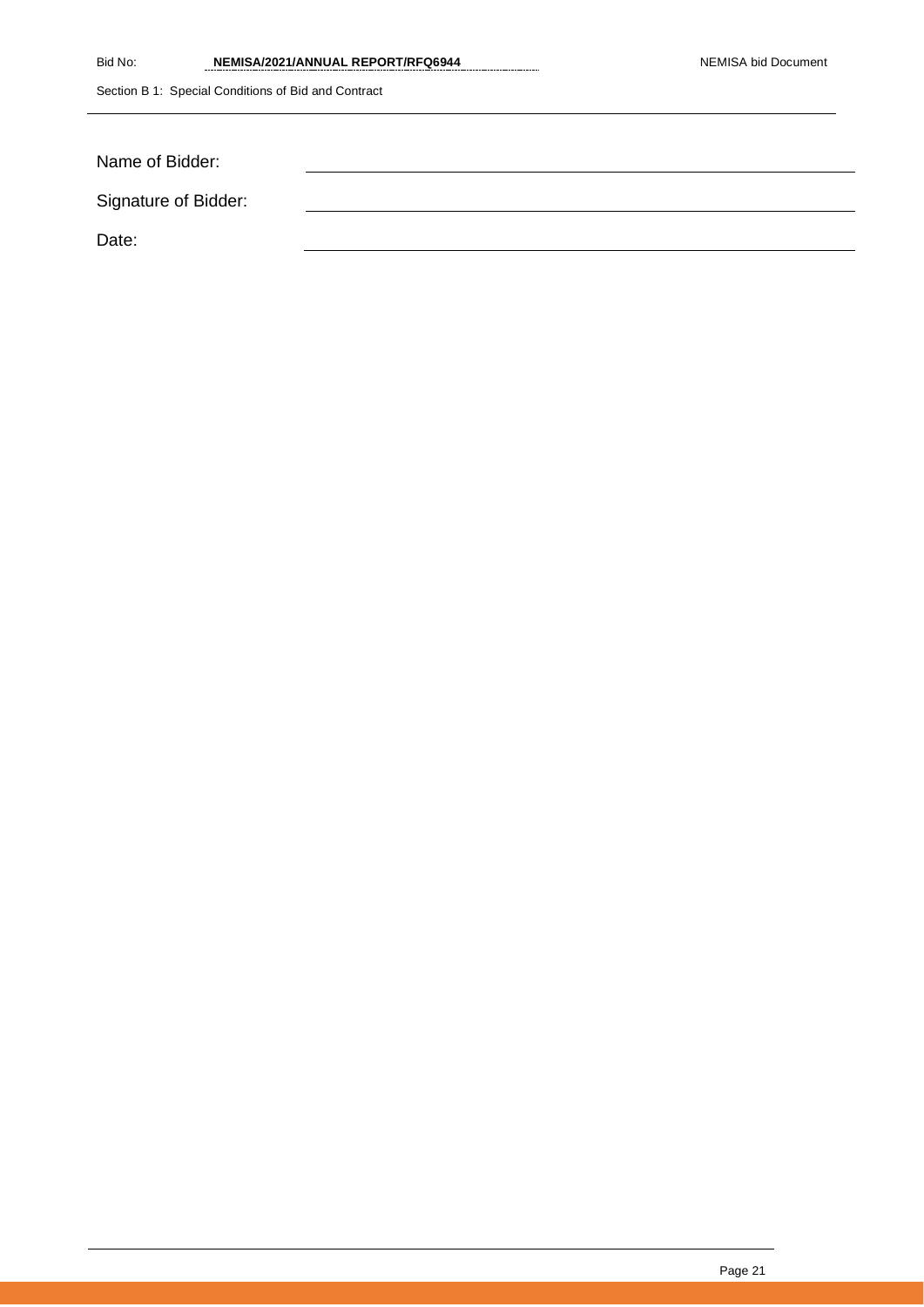Name of Bidder: ______________________________

Signature of Bidder: ______________________________

Date: ______________________________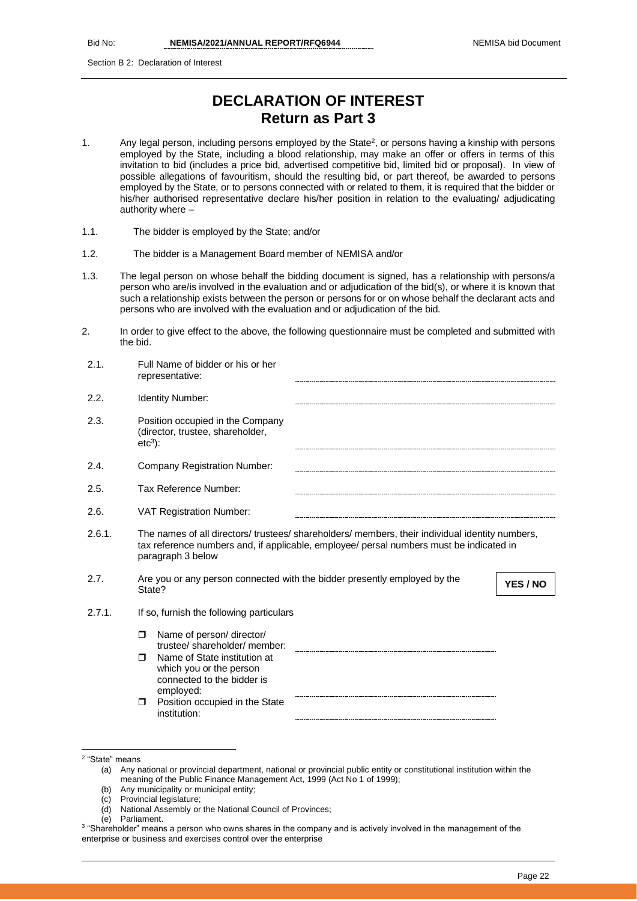# DECLARATION OF INTEREST
## Return as Part 3

1. Any legal person, including persons employed by the State[2], or persons having a kinship with persons employed by the State, including a blood relationship, may make an offer or offers in terms of this invitation to bid (includes a price bid, advertised competitive bid, limited bid or proposal). In view of possible allegations of favouritism, should the resulting bid, or part thereof, be awarded to persons employed by the State, or to persons connected with or related to them, it is required that the bidder or his/her authorised representative declare his/her position in relation to the evaluating/ adjudicating authority where –

1.1. The bidder is employed by the State; and/or

1.2. The bidder is a Management Board member of NEMISA and/or

1.3. The legal person on whose behalf the bidding document is signed, has a relationship with persons/a person who are/is involved in the evaluation and or adjudication of the bid(s), or where it is known that such a relationship exists between the person or persons for or on whose behalf the declarant acts and persons who are involved with the evaluation and or adjudication of the bid.

2. In order to give effect to the above, the following questionnaire must be completed and submitted with the bid.

2.1. Full Name of bidder or his or her representative: ..............................

2.2. Identity Number: ..............................

2.3. Position occupied in the Company (director, trustee, shareholder, etc[3]): ..............................

2.4. Company Registration Number: ..............................

2.5. Tax Reference Number: ..............................

2.6. VAT Registration Number: ..............................

2.6.1. The names of all directors/ trustees/ shareholders/ members, their individual identity numbers, tax reference numbers and, if applicable, employee/ persal numbers must be indicated in paragraph 3 below

2.7. Are you or any person connected with the bidder presently employed by the State? **YES / NO**

2.7.1. If so, furnish the following particulars

- ☐ Name of person/ director/ trustee/ shareholder/ member: ..............................
- ☐ Name of State institution at which you or the person connected to the bidder is employed: ..............................
- ☐ Position occupied in the State institution: ..............................

---

[2] "State" means

(a) Any national or provincial department, national or provincial public entity or constitutional institution within the meaning of the Public Finance Management Act, 1999 (Act No 1 of 1999);
(b) Any municipality or municipal entity;
(c) Provincial legislature;
(d) National Assembly or the National Council of Provinces;
(e) Parliament.

[3] "Shareholder" means a person who owns shares in the company and is actively involved in the management of the enterprise or business and exercises control over the enterprise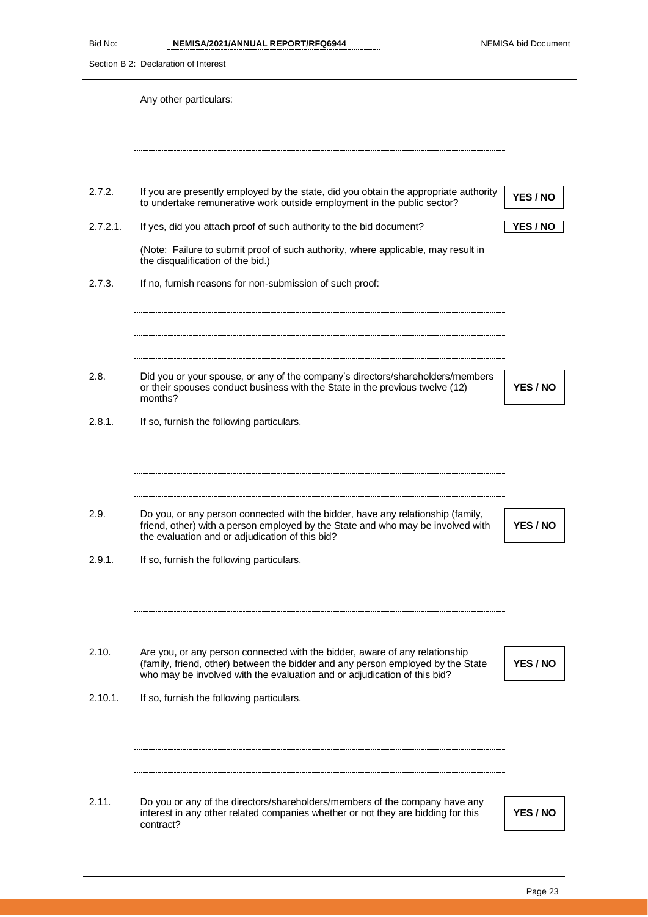Any other particulars:

.....................................................................................................................................................

.....................................................................................................................................................

.....................................................................................................................................................

| | | |
|---|---|---|
| 2.7.2. | If you are presently employed by the state, did you obtain the appropriate authority to undertake remunerative work outside employment in the public sector? | **YES / NO** |
| 2.7.2.1. | If yes, did you attach proof of such authority to the bid document? | **YES / NO** |
| | (Note: Failure to submit proof of such authority, where applicable, may result in the disqualification of the bid.) | |
| 2.7.3. | If no, furnish reasons for non-submission of such proof: | |

.....................................................................................................................................................

.....................................................................................................................................................

.....................................................................................................................................................

| | | |
|---|---|---|
| 2.8. | Did you or your spouse, or any of the company's directors/shareholders/members or their spouses conduct business with the State in the previous twelve (12) months? | **YES / NO** |
| 2.8.1. | If so, furnish the following particulars. | |

.....................................................................................................................................................

.....................................................................................................................................................

.....................................................................................................................................................

| | | |
|---|---|---|
| 2.9. | Do you, or any person connected with the bidder, have any relationship (family, friend, other) with a person employed by the State and who may be involved with the evaluation and or adjudication of this bid? | **YES / NO** |
| 2.9.1. | If so, furnish the following particulars. | |

.....................................................................................................................................................

.....................................................................................................................................................

.....................................................................................................................................................

| | | |
|---|---|---|
| 2.10. | Are you, or any person connected with the bidder, aware of any relationship (family, friend, other) between the bidder and any person employed by the State who may be involved with the evaluation and or adjudication of this bid? | **YES / NO** |
| 2.10.1. | If so, furnish the following particulars. | |

.....................................................................................................................................................

.....................................................................................................................................................

.....................................................................................................................................................

| | | |
|---|---|---|
| 2.11. | Do you or any of the directors/shareholders/members of the company have any interest in any other related companies whether or not they are bidding for this contract? | **YES / NO** |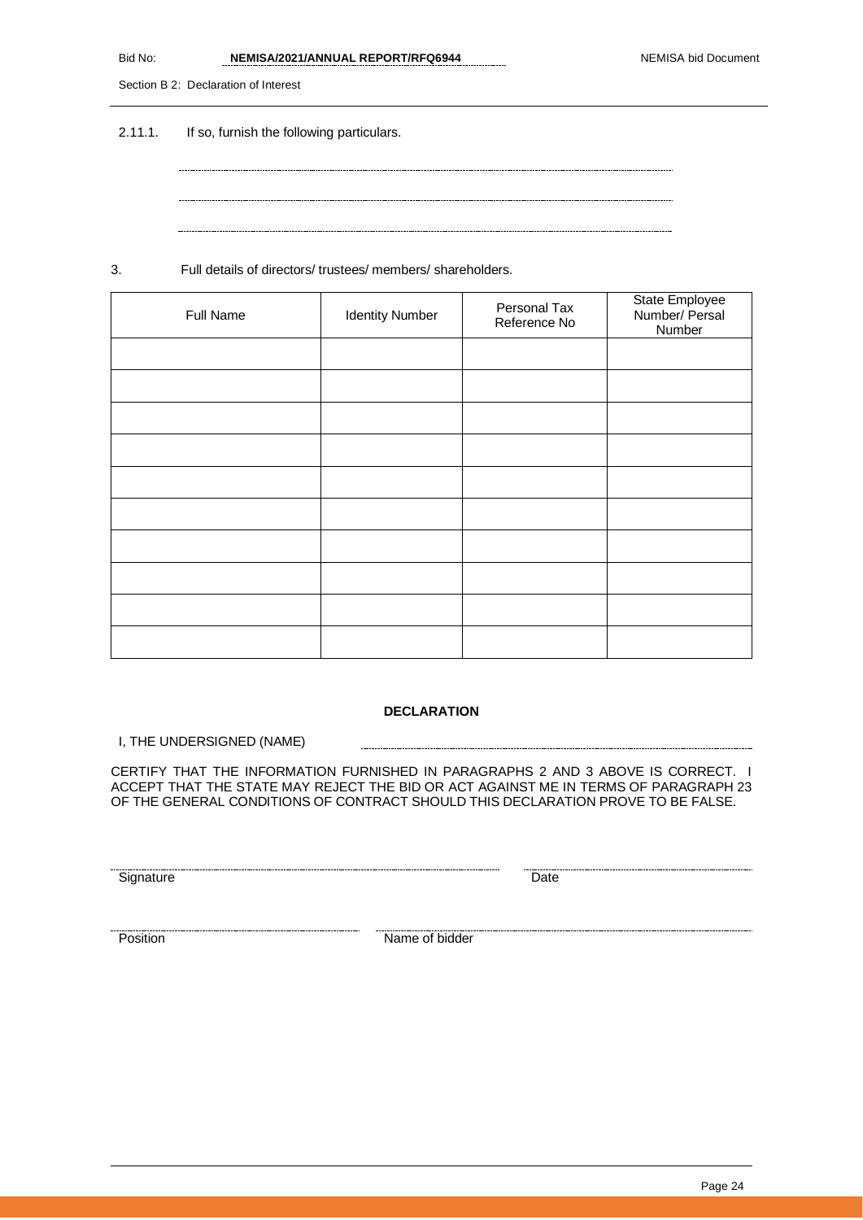2.11.1. If so, furnish the following particulars.

.....................................................................................................................................

.....................................................................................................................................

.....................................................................................................................................

3. Full details of directors/ trustees/ members/ shareholders.

| Full Name | Identity Number | Personal Tax Reference No | State Employee Number/ Persal Number |
|---|---|---|---|
| | | | |
| | | | |
| | | | |
| | | | |
| | | | |
| | | | |
| | | | |
| | | | |
| | | | |
| | | | |

**DECLARATION**

I, THE UNDERSIGNED (NAME) ..........................................................................

CERTIFY THAT THE INFORMATION FURNISHED IN PARAGRAPHS 2 AND 3 ABOVE IS CORRECT. I ACCEPT THAT THE STATE MAY REJECT THE BID OR ACT AGAINST ME IN TERMS OF PARAGRAPH 23 OF THE GENERAL CONDITIONS OF CONTRACT SHOULD THIS DECLARATION PROVE TO BE FALSE.

.......................................................................... ..........................................

Signature Date

.......................................................................... ..........................................

Position Name of bidder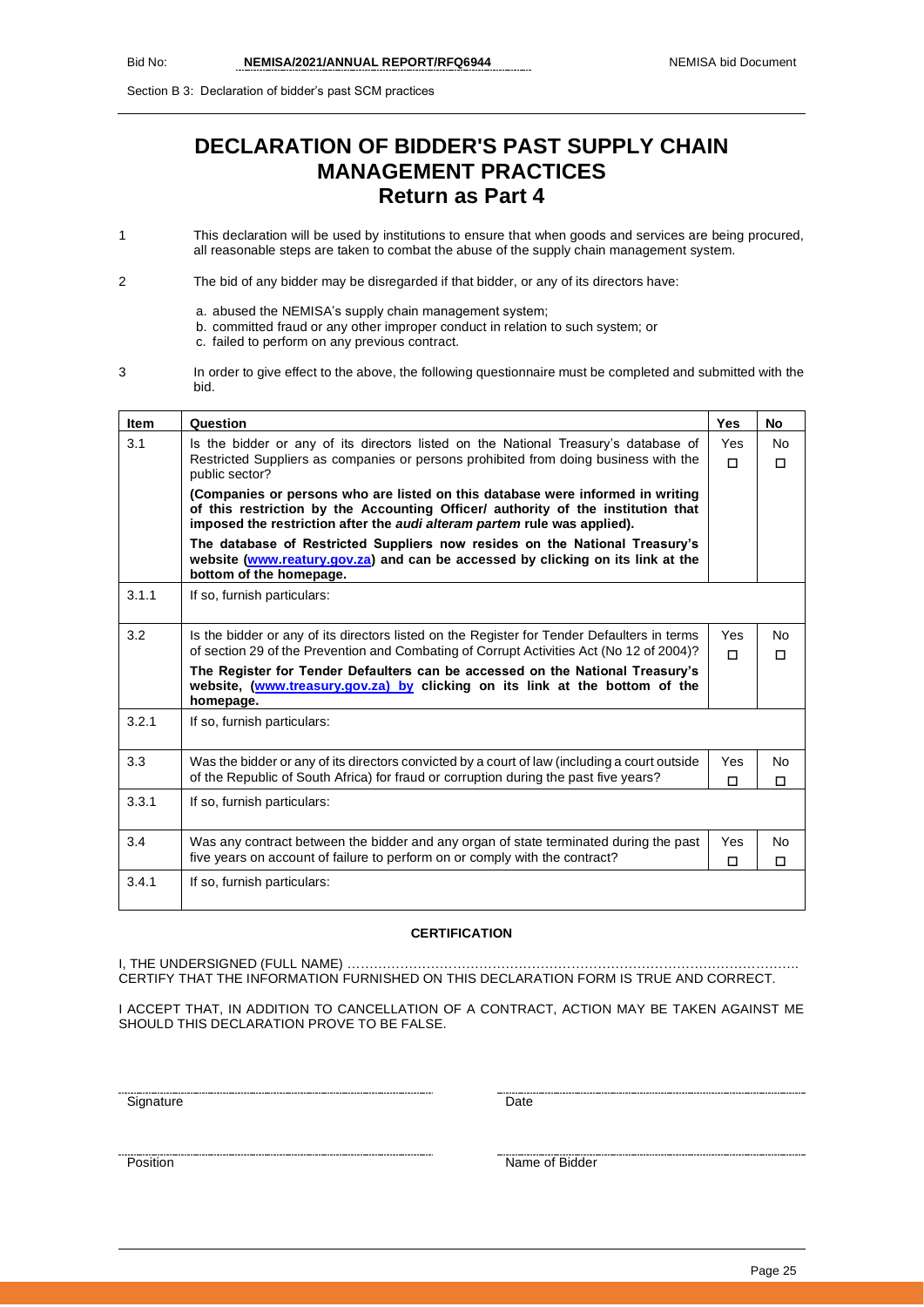# DECLARATION OF BIDDER'S PAST SUPPLY CHAIN MANAGEMENT PRACTICES
## Return as Part 4

1 This declaration will be used by institutions to ensure that when goods and services are being procured, all reasonable steps are taken to combat the abuse of the supply chain management system.

2 The bid of any bidder may be disregarded if that bidder, or any of its directors have:

a. abused the NEMISA's supply chain management system;
b. committed fraud or any other improper conduct in relation to such system; or
c. failed to perform on any previous contract.

3 In order to give effect to the above, the following questionnaire must be completed and submitted with the bid.

| Item | Question | Yes | No |
|---|---|---|---|
| 3.1 | Is the bidder or any of its directors listed on the National Treasury's database of Restricted Suppliers as companies or persons prohibited from doing business with the public sector? **(Companies or persons who are listed on this database were informed in writing of this restriction by the Accounting Officer/ authority of the institution that imposed the restriction after the *audi alteram partem* rule was applied).** **The database of Restricted Suppliers now resides on the National Treasury's website (www.reatury.gov.za) and can be accessed by clicking on its link at the bottom of the homepage.** | Yes ☐ | No ☐ |
| 3.1.1 | If so, furnish particulars: | | |
| 3.2 | Is the bidder or any of its directors listed on the Register for Tender Defaulters in terms of section 29 of the Prevention and Combating of Corrupt Activities Act (No 12 of 2004)? **The Register for Tender Defaulters can be accessed on the National Treasury's website, (www.treasury.gov.za) by clicking on its link at the bottom of the homepage.** | Yes ☐ | No ☐ |
| 3.2.1 | If so, furnish particulars: | | |
| 3.3 | Was the bidder or any of its directors convicted by a court of law (including a court outside of the Republic of South Africa) for fraud or corruption during the past five years? | Yes ☐ | No ☐ |
| 3.3.1 | If so, furnish particulars: | | |
| 3.4 | Was any contract between the bidder and any organ of state terminated during the past five years on account of failure to perform on or comply with the contract? | Yes ☐ | No ☐ |
| 3.4.1 | If so, furnish particulars: | | |

**CERTIFICATION**

I, THE UNDERSIGNED (FULL NAME) ……………………………………………………………………………………….
CERTIFY THAT THE INFORMATION FURNISHED ON THIS DECLARATION FORM IS TRUE AND CORRECT.

I ACCEPT THAT, IN ADDITION TO CANCELLATION OF A CONTRACT, ACTION MAY BE TAKEN AGAINST ME SHOULD THIS DECLARATION PROVE TO BE FALSE.

Signature ............................................ Date ............................................

Position ............................................ Name of Bidder ............................................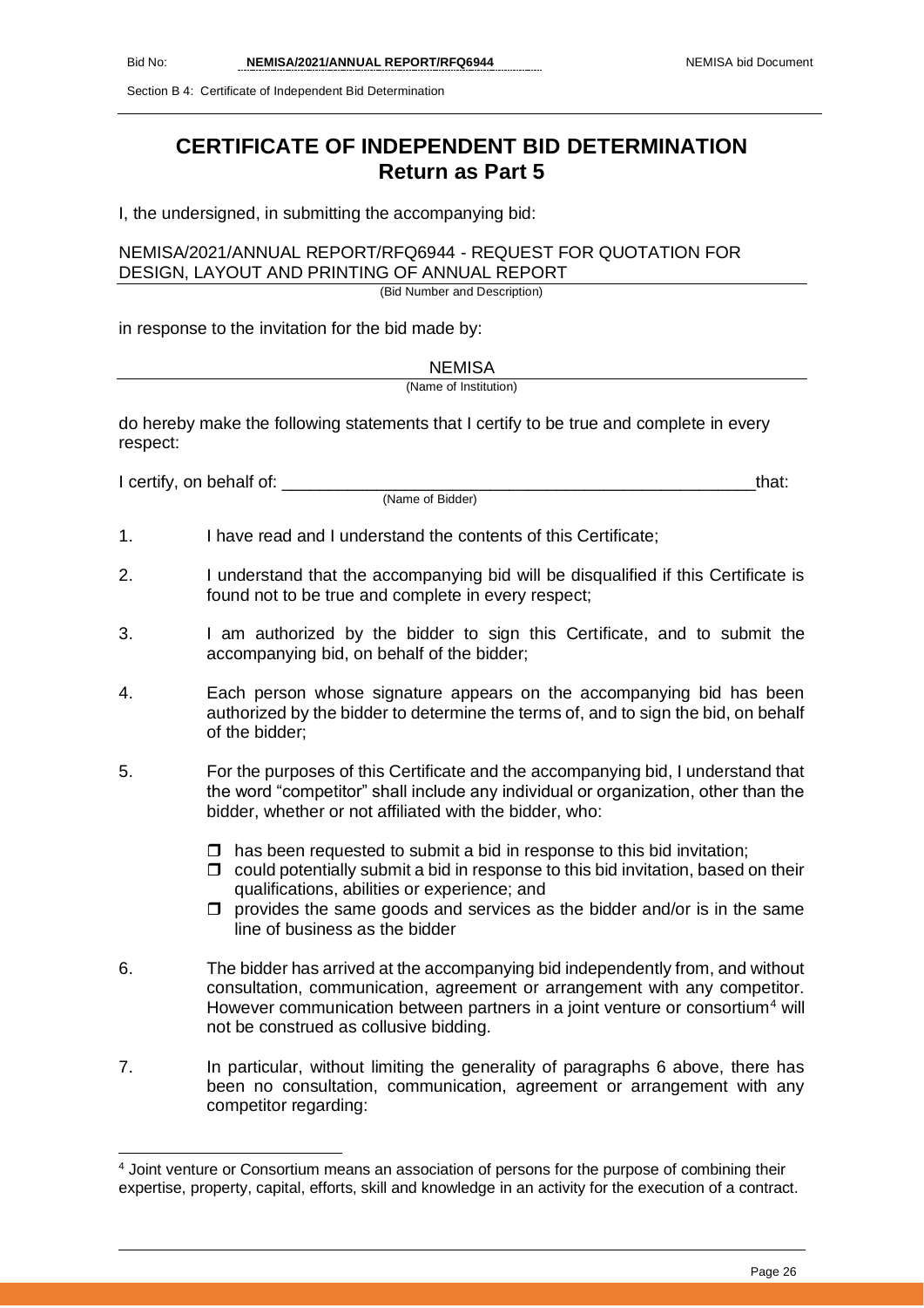# CERTIFICATE OF INDEPENDENT BID DETERMINATION

## Return as Part 5

I, the undersigned, in submitting the accompanying bid:

NEMISA/2021/ANNUAL REPORT/RFQ6944 - REQUEST FOR QUOTATION FOR DESIGN, LAYOUT AND PRINTING OF ANNUAL REPORT

(Bid Number and Description)

in response to the invitation for the bid made by:

NEMISA

(Name of Institution)

do hereby make the following statements that I certify to be true and complete in every respect:

I certify, on behalf of: ___________________________________________________that:

(Name of Bidder)

1. I have read and I understand the contents of this Certificate;
2. I understand that the accompanying bid will be disqualified if this Certificate is found not to be true and complete in every respect;
3. I am authorized by the bidder to sign this Certificate, and to submit the accompanying bid, on behalf of the bidder;
4. Each person whose signature appears on the accompanying bid has been authorized by the bidder to determine the terms of, and to sign the bid, on behalf of the bidder;
5. For the purposes of this Certificate and the accompanying bid, I understand that the word "competitor" shall include any individual or organization, other than the bidder, whether or not affiliated with the bidder, who:
   - has been requested to submit a bid in response to this bid invitation;
   - could potentially submit a bid in response to this bid invitation, based on their qualifications, abilities or experience; and
   - provides the same goods and services as the bidder and/or is in the same line of business as the bidder
6. The bidder has arrived at the accompanying bid independently from, and without consultation, communication, agreement or arrangement with any competitor. However communication between partners in a joint venture or consortium[4] will not be construed as collusive bidding.
7. In particular, without limiting the generality of paragraphs 6 above, there has been no consultation, communication, agreement or arrangement with any competitor regarding:

[4] Joint venture or Consortium means an association of persons for the purpose of combining their expertise, property, capital, efforts, skill and knowledge in an activity for the execution of a contract.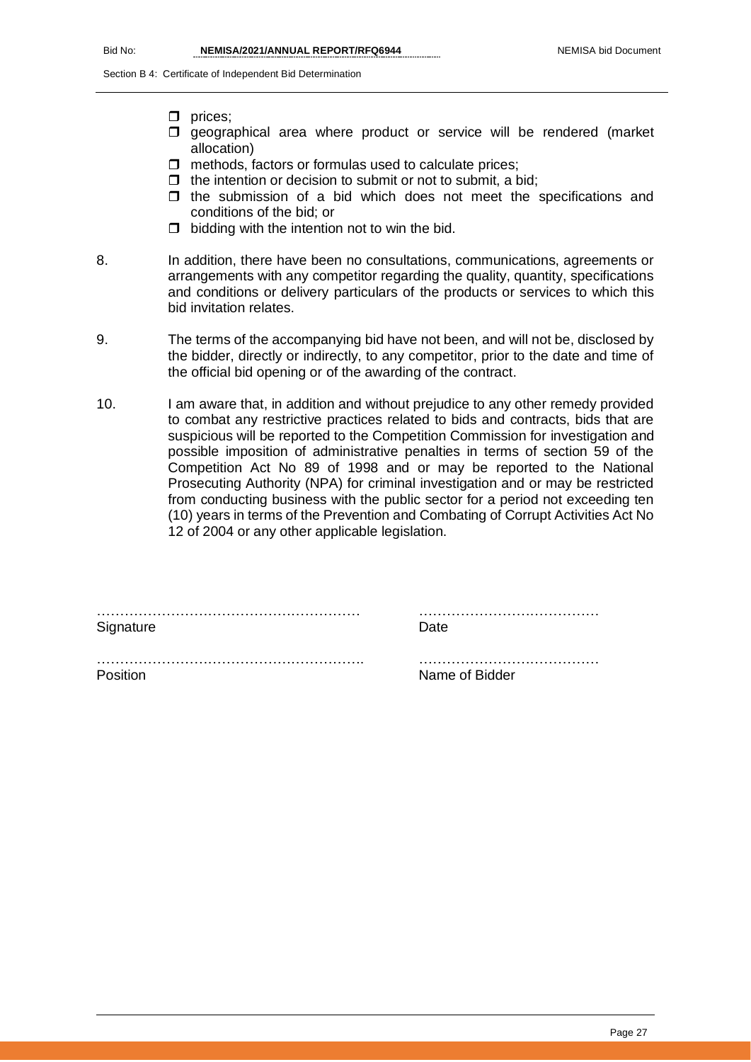- prices;
- geographical area where product or service will be rendered (market allocation)
- methods, factors or formulas used to calculate prices;
- the intention or decision to submit or not to submit, a bid;
- the submission of a bid which does not meet the specifications and conditions of the bid; or
- bidding with the intention not to win the bid.

8. In addition, there have been no consultations, communications, agreements or arrangements with any competitor regarding the quality, quantity, specifications and conditions or delivery particulars of the products or services to which this bid invitation relates.

9. The terms of the accompanying bid have not been, and will not be, disclosed by the bidder, directly or indirectly, to any competitor, prior to the date and time of the official bid opening or of the awarding of the contract.

10. I am aware that, in addition and without prejudice to any other remedy provided to combat any restrictive practices related to bids and contracts, bids that are suspicious will be reported to the Competition Commission for investigation and possible imposition of administrative penalties in terms of section 59 of the Competition Act No 89 of 1998 and or may be reported to the National Prosecuting Authority (NPA) for criminal investigation and or may be restricted from conducting business with the public sector for a period not exceeding ten (10) years in terms of the Prevention and Combating of Corrupt Activities Act No 12 of 2004 or any other applicable legislation.

………………………………………………… ………………………………… 
Signature Date

………………………………………………… ………………………………… 
Position Name of Bidder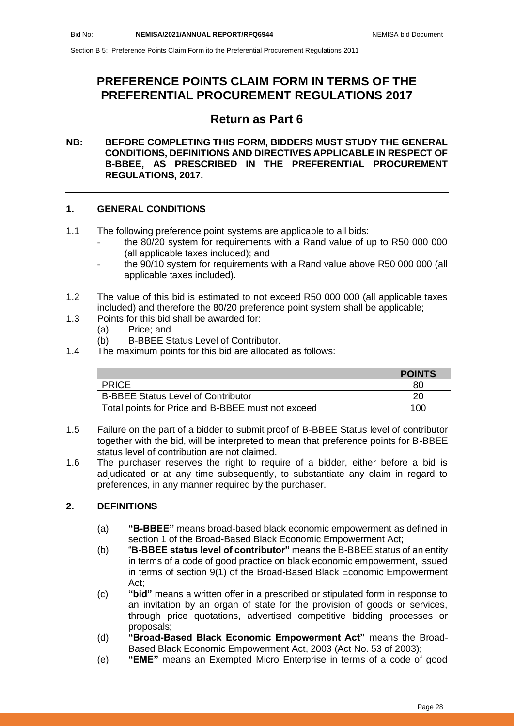# PREFERENCE POINTS CLAIM FORM IN TERMS OF THE PREFERENTIAL PROCUREMENT REGULATIONS 2017

## Return as Part 6

**NB: BEFORE COMPLETING THIS FORM, BIDDERS MUST STUDY THE GENERAL CONDITIONS, DEFINITIONS AND DIRECTIVES APPLICABLE IN RESPECT OF B-BBEE, AS PRESCRIBED IN THE PREFERENTIAL PROCUREMENT REGULATIONS, 2017.**

### 1. GENERAL CONDITIONS

1.1 The following preference point systems are applicable to all bids:
- the 80/20 system for requirements with a Rand value of up to R50 000 000 (all applicable taxes included); and
- the 90/10 system for requirements with a Rand value above R50 000 000 (all applicable taxes included).

1.2 The value of this bid is estimated to not exceed R50 000 000 (all applicable taxes included) and therefore the 80/20 preference point system shall be applicable;

1.3 Points for this bid shall be awarded for:
(a) Price; and
(b) B-BBEE Status Level of Contributor.

1.4 The maximum points for this bid are allocated as follows:

| | **POINTS** |
|---|---|
| PRICE | 80 |
| B-BBEE Status Level of Contributor | 20 |
| Total points for Price and B-BBEE must not exceed | 100 |

1.5 Failure on the part of a bidder to submit proof of B-BBEE Status level of contributor together with the bid, will be interpreted to mean that preference points for B-BBEE status level of contribution are not claimed.

1.6 The purchaser reserves the right to require of a bidder, either before a bid is adjudicated or at any time subsequently, to substantiate any claim in regard to preferences, in any manner required by the purchaser.

### 2. DEFINITIONS

(a) **"B-BBEE"** means broad-based black economic empowerment as defined in section 1 of the Broad-Based Black Economic Empowerment Act;

(b) "**B-BBEE status level of contributor"** means the B-BBEE status of an entity in terms of a code of good practice on black economic empowerment, issued in terms of section 9(1) of the Broad-Based Black Economic Empowerment Act;

(c) **"bid"** means a written offer in a prescribed or stipulated form in response to an invitation by an organ of state for the provision of goods or services, through price quotations, advertised competitive bidding processes or proposals;

(d) **"Broad-Based Black Economic Empowerment Act"** means the Broad-Based Black Economic Empowerment Act, 2003 (Act No. 53 of 2003);

(e) **"EME"** means an Exempted Micro Enterprise in terms of a code of good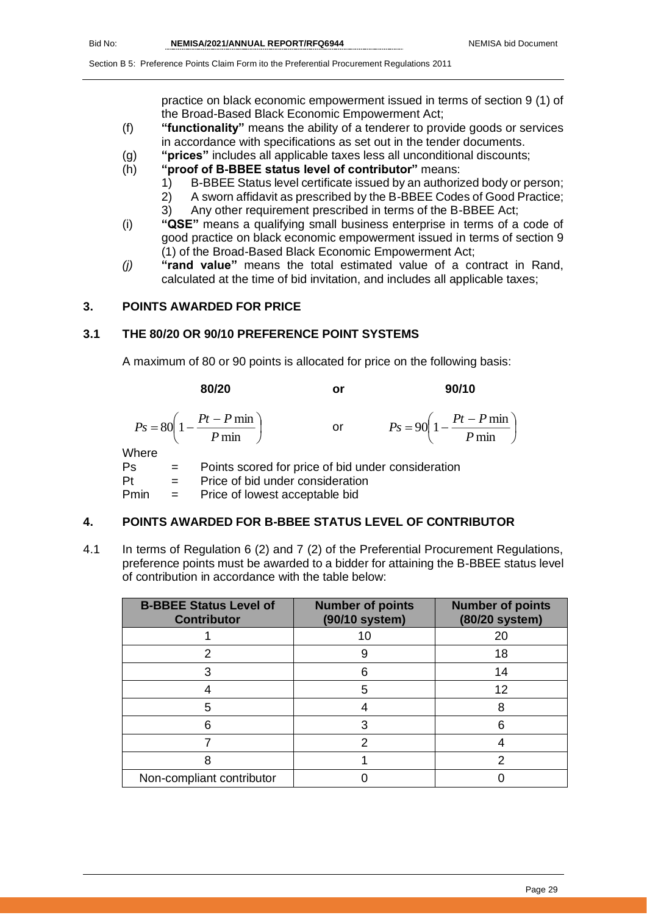practice on black economic empowerment issued in terms of section 9 (1) of the Broad-Based Black Economic Empowerment Act;

(f) **"functionality"** means the ability of a tenderer to provide goods or services in accordance with specifications as set out in the tender documents.

(g) **"prices"** includes all applicable taxes less all unconditional discounts;

(h) **"proof of B-BBEE status level of contributor"** means:
   1) B-BBEE Status level certificate issued by an authorized body or person;
   2) A sworn affidavit as prescribed by the B-BBEE Codes of Good Practice;
   3) Any other requirement prescribed in terms of the B-BBEE Act;

(i) **"QSE"** means a qualifying small business enterprise in terms of a code of good practice on black economic empowerment issued in terms of section 9 (1) of the Broad-Based Black Economic Empowerment Act;

*(j)* **"rand value"** means the total estimated value of a contract in Rand, calculated at the time of bid invitation, and includes all applicable taxes;

## 3. POINTS AWARDED FOR PRICE

### 3.1 THE 80/20 OR 90/10 PREFERENCE POINT SYSTEMS

A maximum of 80 or 90 points is allocated for price on the following basis:

**80/20** **or** **90/10**

$$Ps = 80\left(1 - \frac{Pt - P\min}{P\min}\right) \quad \text{or} \quad Ps = 90\left(1 - \frac{Pt - P\min}{P\min}\right)$$

Where

Ps = Points scored for price of bid under consideration

Pt = Price of bid under consideration

Pmin = Price of lowest acceptable bid

## 4. POINTS AWARDED FOR B-BBEE STATUS LEVEL OF CONTRIBUTOR

4.1 In terms of Regulation 6 (2) and 7 (2) of the Preferential Procurement Regulations, preference points must be awarded to a bidder for attaining the B-BBEE status level of contribution in accordance with the table below:

| B-BBEE Status Level of Contributor | Number of points (90/10 system) | Number of points (80/20 system) |
|---|---|---|
| 1 | 10 | 20 |
| 2 | 9 | 18 |
| 3 | 6 | 14 |
| 4 | 5 | 12 |
| 5 | 4 | 8 |
| 6 | 3 | 6 |
| 7 | 2 | 4 |
| 8 | 1 | 2 |
| Non-compliant contributor | 0 | 0 |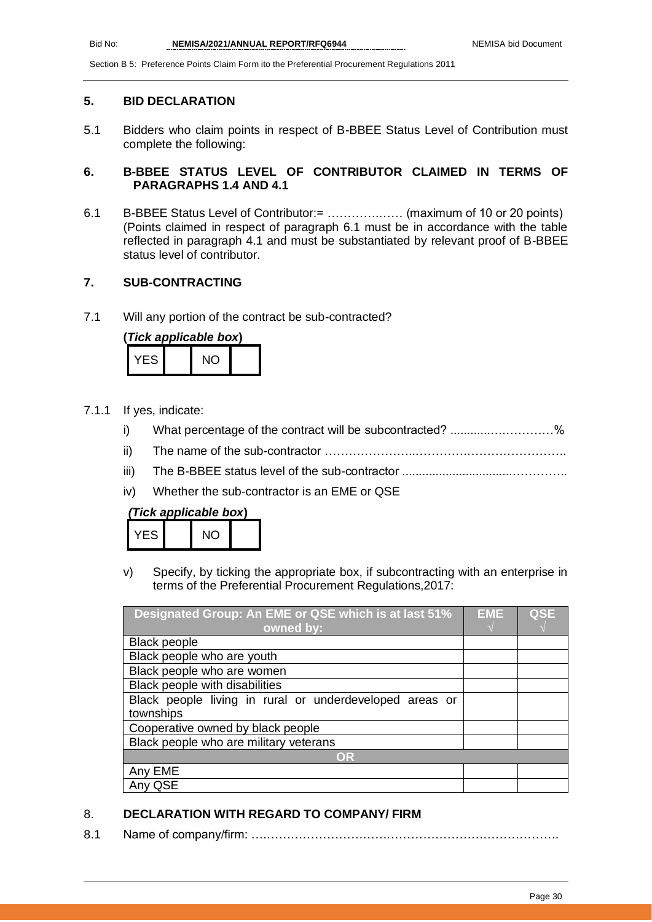## 5. BID DECLARATION

5.1 Bidders who claim points in respect of B-BBEE Status Level of Contribution must complete the following:

## 6. B-BBEE STATUS LEVEL OF CONTRIBUTOR CLAIMED IN TERMS OF PARAGRAPHS 1.4 AND 4.1

6.1 B-BBEE Status Level of Contributor:= ……………..…. (maximum of 10 or 20 points) (Points claimed in respect of paragraph 6.1 must be in accordance with the table reflected in paragraph 4.1 and must be substantiated by relevant proof of B-BBEE status level of contributor.

## 7. SUB-CONTRACTING

7.1 Will any portion of the contract be sub-contracted?

**(*Tick applicable box*)**

| YES | | NO | |
|---|---|---|---|

7.1.1 If yes, indicate:

i) What percentage of the contract will be subcontracted? ............…………….%

ii) The name of the sub-contractor …………………..………….…………………….

iii) The B-BBEE status level of the sub-contractor ................................…………..

iv) Whether the sub-contractor is an EME or QSE

***(Tick applicable box)***

| YES | | NO | |
|---|---|---|---|

v) Specify, by ticking the appropriate box, if subcontracting with an enterprise in terms of the Preferential Procurement Regulations,2017:

| Designated Group: An EME or QSE which is at last 51% owned by: | EME √ | QSE √ |
|---|---|---|
| Black people | | |
| Black people who are youth | | |
| Black people who are women | | |
| Black people with disabilities | | |
| Black people living in rural or underdeveloped areas or townships | | |
| Cooperative owned by black people | | |
| Black people who are military veterans | | |
| **OR** | | |
| Any EME | | |
| Any QSE | | |

## 8. DECLARATION WITH REGARD TO COMPANY/ FIRM

8.1 Name of company/firm: ….……………………………………………………………….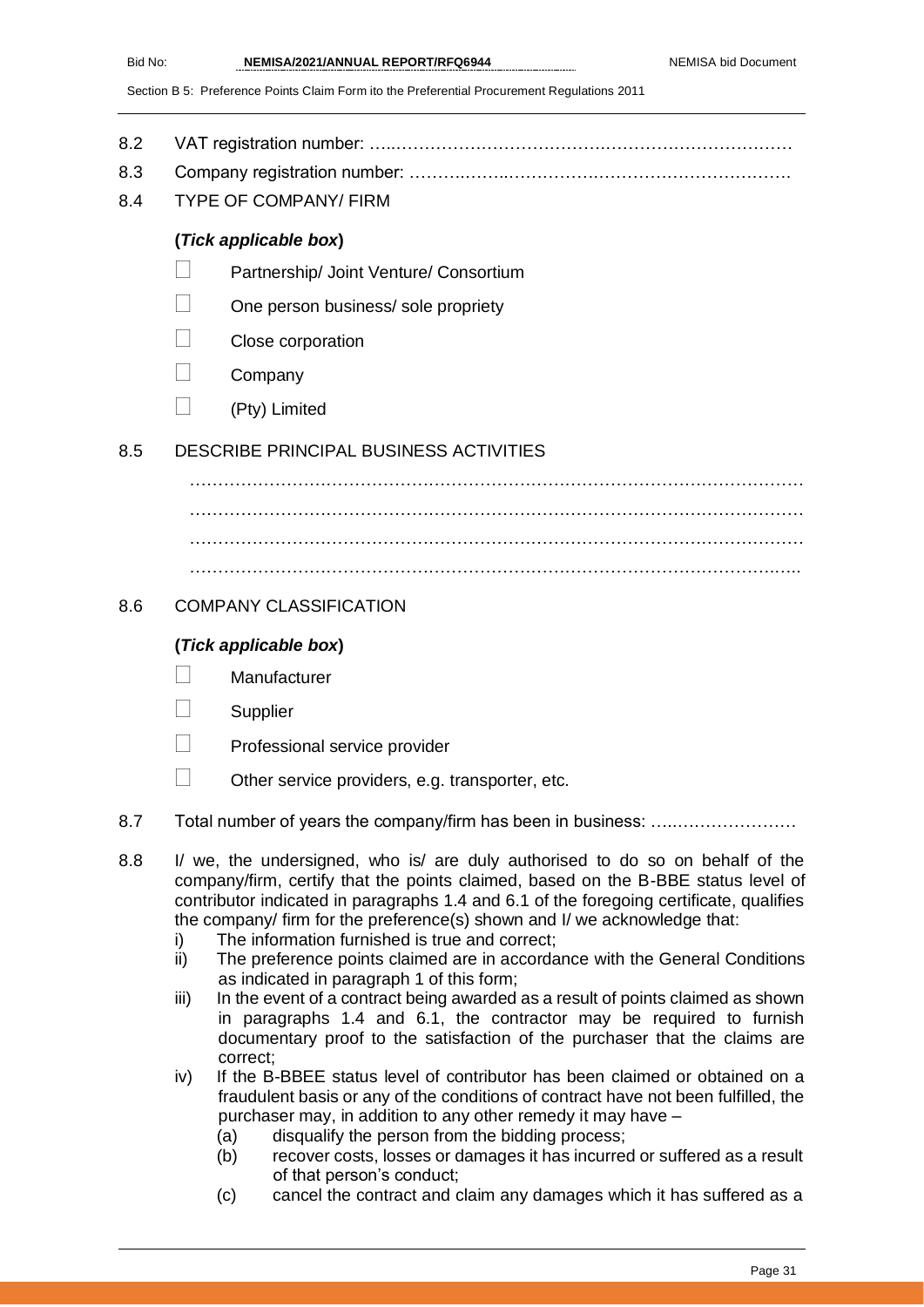8.2 VAT registration number: …..……………………………….……………………………

8.3 Company registration number: ……….……..…………….…………………………….

8.4 TYPE OF COMPANY/ FIRM

**(*Tick applicable box*)**

- ☐ Partnership/ Joint Venture/ Consortium
- ☐ One person business/ sole propriety
- ☐ Close corporation
- ☐ Company
- ☐ (Pty) Limited

8.5 DESCRIBE PRINCIPAL BUSINESS ACTIVITIES

…………………………………………………………………………………………………
…………………………………………………………………………………………………
…………………………………………………………………………………………………
…………………………………………………………………………………………….…..

8.6 COMPANY CLASSIFICATION

**(*Tick applicable box*)**

- ☐ Manufacturer
- ☐ Supplier
- ☐ Professional service provider
- ☐ Other service providers, e.g. transporter, etc.

8.7 Total number of years the company/firm has been in business: ….……………………

8.8 I/ we, the undersigned, who is/ are duly authorised to do so on behalf of the company/firm, certify that the points claimed, based on the B-BBE status level of contributor indicated in paragraphs 1.4 and 6.1 of the foregoing certificate, qualifies the company/ firm for the preference(s) shown and I/ we acknowledge that:

i) The information furnished is true and correct;

ii) The preference points claimed are in accordance with the General Conditions as indicated in paragraph 1 of this form;

iii) In the event of a contract being awarded as a result of points claimed as shown in paragraphs 1.4 and 6.1, the contractor may be required to furnish documentary proof to the satisfaction of the purchaser that the claims are correct;

iv) If the B-BBEE status level of contributor has been claimed or obtained on a fraudulent basis or any of the conditions of contract have not been fulfilled, the purchaser may, in addition to any other remedy it may have –

(a) disqualify the person from the bidding process;

(b) recover costs, losses or damages it has incurred or suffered as a result of that person's conduct;

(c) cancel the contract and claim any damages which it has suffered as a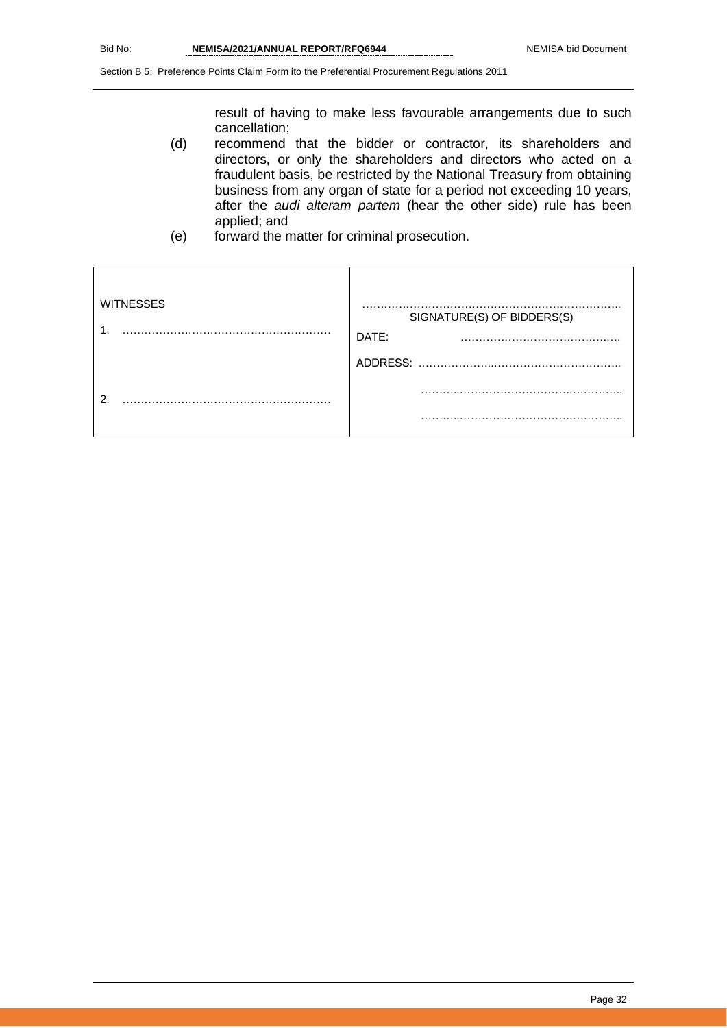result of having to make less favourable arrangements due to such cancellation;

(d) recommend that the bidder or contractor, its shareholders and directors, or only the shareholders and directors who acted on a fraudulent basis, be restricted by the National Treasury from obtaining business from any organ of state for a period not exceeding 10 years, after the *audi alteram partem* (hear the other side) rule has been applied; and

(e) forward the matter for criminal prosecution.

| | |
|---|---|
| WITNESSES | ………………………………………………………….. SIGNATURE(S) OF BIDDERS(S) |
| 1. ………………………………………………… | DATE: ……………………………….…. |
| | ADDRESS: ………………..…………………………….. |
| 2. ………………………………………………… | ………..……………………………………….. |
| | ………..……………………………………….. |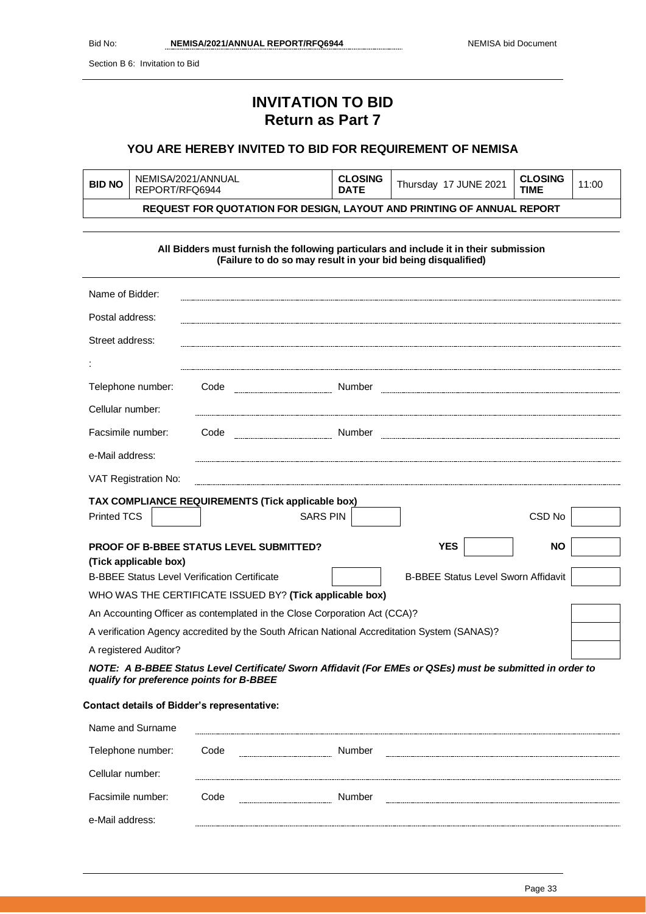# INVITATION TO BID
## Return as Part 7

### YOU ARE HEREBY INVITED TO BID FOR REQUIREMENT OF NEMISA

| BID NO | NEMISA/2021/ANNUAL REPORT/RFQ6944 | CLOSING DATE | Thursday 17 JUNE 2021 | CLOSING TIME | 11:00 |
|---|---|---|---|---|---|
| **REQUEST FOR QUOTATION FOR DESIGN, LAYOUT AND PRINTING OF ANNUAL REPORT** | | | | | |

**All Bidders must furnish the following particulars and include it in their submission (Failure to do so may result in your bid being disqualified)**

Name of Bidder: ……………………………………………

Postal address: ……………………………………………

Street address: ……………………………………………

: ……………………………………………

Telephone number: Code ………… Number ……………………

Cellular number: ……………………………………………

Facsimile number: Code ………… Number ……………………

e-Mail address: ……………………………………………

VAT Registration No: ……………………………………………

**TAX COMPLIANCE REQUIREMENTS (Tick applicable box)**

| Printed TCS | | SARS PIN | | CSD No | |
|---|---|---|---|---|---|

| **PROOF OF B-BBEE STATUS LEVEL SUBMITTED? (Tick applicable box)** | **YES** | | **NO** | |
|---|---|---|---|---|
| B-BBEE Status Level Verification Certificate | | B-BBEE Status Level Sworn Affidavit | | |

WHO WAS THE CERTIFICATE ISSUED BY? **(Tick applicable box)**

| | |
|---|---|
| An Accounting Officer as contemplated in the Close Corporation Act (CCA)? | |
| A verification Agency accredited by the South African National Accreditation System (SANAS)? | |
| A registered Auditor? | |

***NOTE: A B-BBEE Status Level Certificate/ Sworn Affidavit (For EMEs or QSEs) must be submitted in order to qualify for preference points for B-BBEE***

**Contact details of Bidder's representative:**

Name and Surname ……………………………………………

Telephone number: Code ………… Number ……………………

Cellular number: ……………………………………………

Facsimile number: Code ………… Number ……………………

e-Mail address: ……………………………………………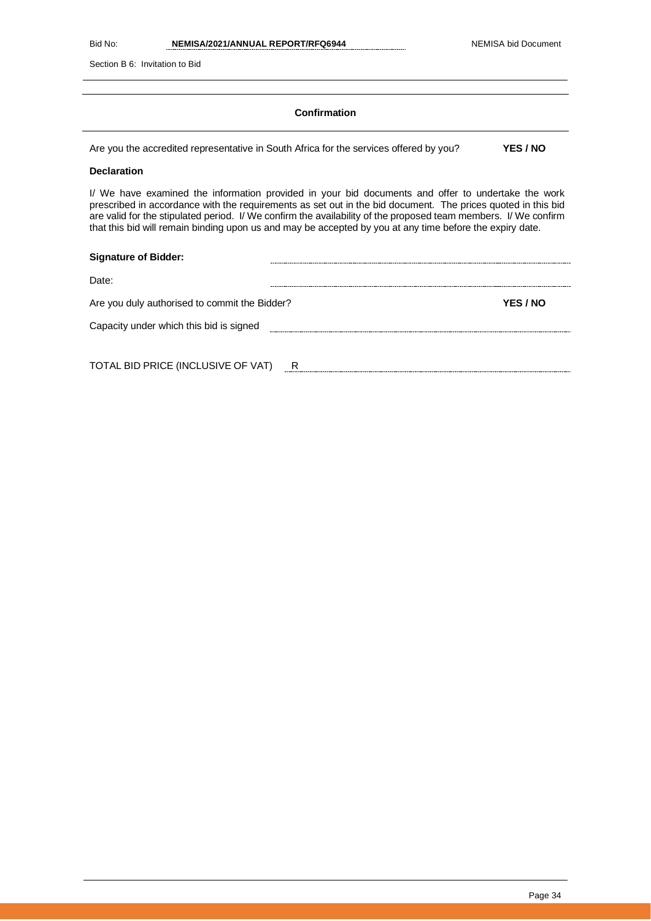### Confirmation

Are you the accredited representative in South Africa for the services offered by you? **YES / NO**

**Declaration**

I/ We have examined the information provided in your bid documents and offer to undertake the work prescribed in accordance with the requirements as set out in the bid document. The prices quoted in this bid are valid for the stipulated period. I/ We confirm the availability of the proposed team members. I/ We confirm that this bid will remain binding upon us and may be accepted by you at any time before the expiry date.

**Signature of Bidder:** ..............................................................................

Date: ..............................................................................

Are you duly authorised to commit the Bidder? **YES / NO**

Capacity under which this bid is signed ..............................................................................

TOTAL BID PRICE (INCLUSIVE OF VAT) R ..............................................................................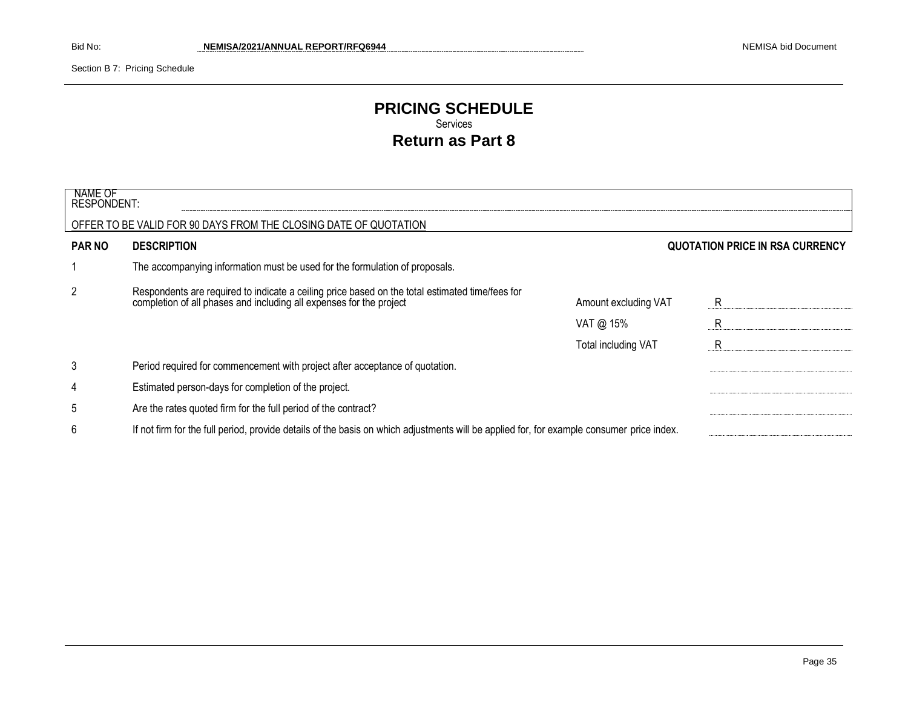# PRICING SCHEDULE

Services

## Return as Part 8

NAME OF RESPONDENT: ..............................................................

OFFER TO BE VALID FOR 90 DAYS FROM THE CLOSING DATE OF QUOTATION

| PAR NO | DESCRIPTION | | QUOTATION PRICE IN RSA CURRENCY |
|---|---|---|---|
| 1 | The accompanying information must be used for the formulation of proposals. | | |
| 2 | Respondents are required to indicate a ceiling price based on the total estimated time/fees for completion of all phases and including all expenses for the project | Amount excluding VAT | R |
| | | VAT @ 15% | R |
| | | Total including VAT | R |
| 3 | Period required for commencement with project after acceptance of quotation. | | |
| 4 | Estimated person-days for completion of the project. | | |
| 5 | Are the rates quoted firm for the full period of the contract? | | |
| 6 | If not firm for the full period, provide details of the basis on which adjustments will be applied for, for example consumer price index. | | |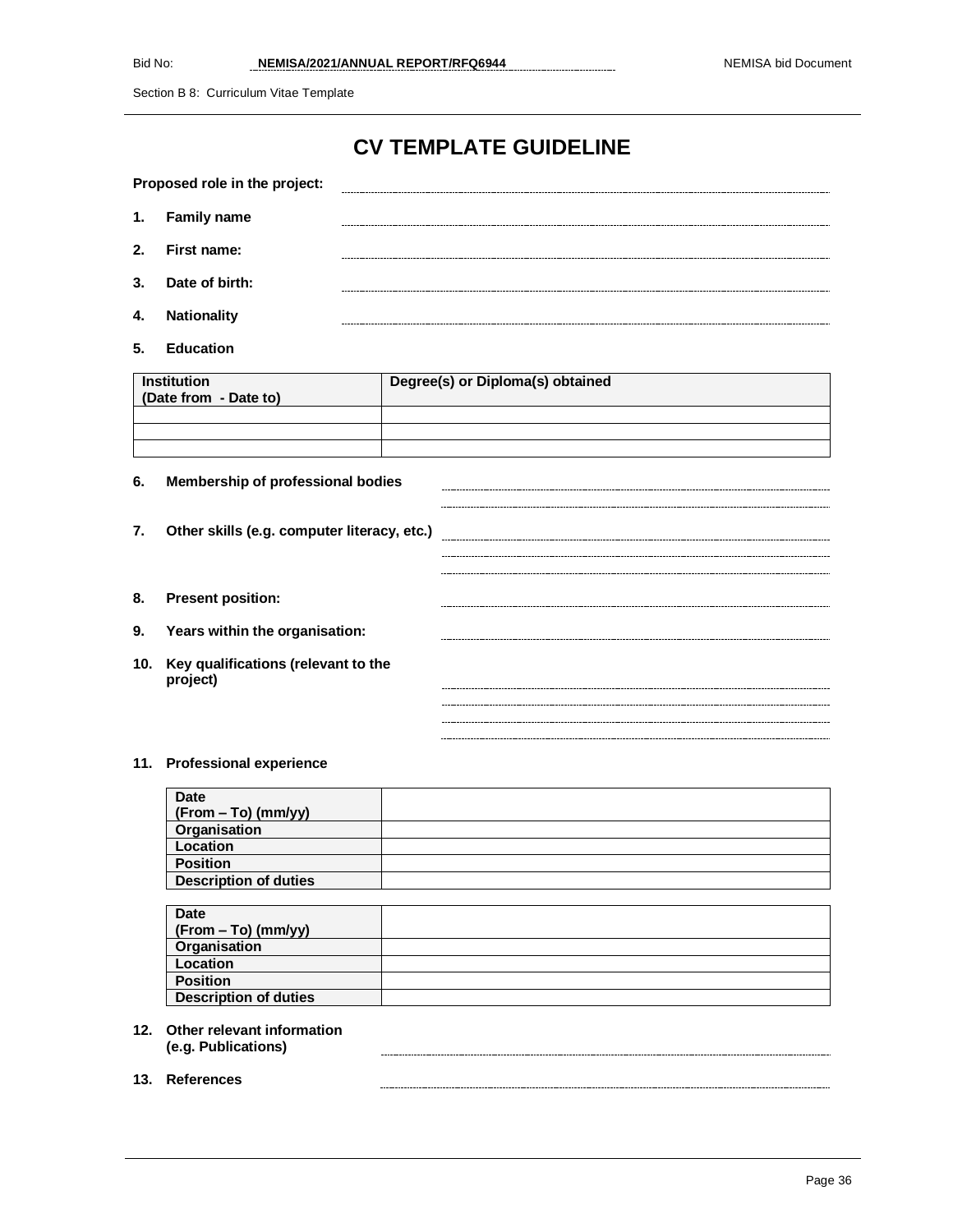# CV TEMPLATE GUIDELINE

**Proposed role in the project:** ..............................................................

1. **Family name** ..............................................................
2. **First name:** ..............................................................
3. **Date of birth:** ..............................................................
4. **Nationality** ..............................................................
5. **Education**

| Institution<br>(Date from - Date to) | Degree(s) or Diploma(s) obtained |
|---|---|
| | |
| | |
| | |

6. **Membership of professional bodies** ..............................................................
7. **Other skills (e.g. computer literacy, etc.)** ..............................................................
8. **Present position:** ..............................................................
9. **Years within the organisation:** ..............................................................
10. **Key qualifications (relevant to the project)** ..............................................................
11. **Professional experience**

| | |
|---|---|
| **Date<br>(From – To) (mm/yy)** | |
| **Organisation** | |
| **Location** | |
| **Position** | |
| **Description of duties** | |

| | |
|---|---|
| **Date<br>(From – To) (mm/yy)** | |
| **Organisation** | |
| **Location** | |
| **Position** | |
| **Description of duties** | |

12. **Other relevant information (e.g. Publications)** ..............................................................
13. **References** ..............................................................